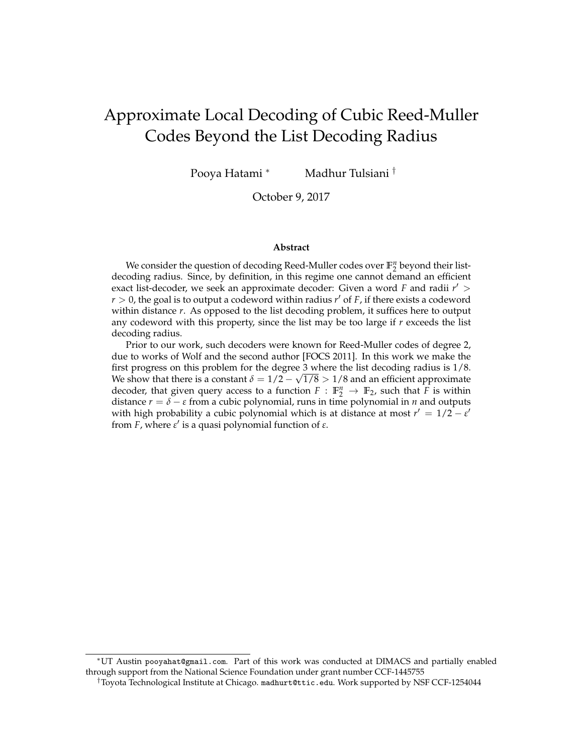# Approximate Local Decoding of Cubic Reed-Muller Codes Beyond the List Decoding Radius

Pooya Hatami [*] Madhur Tulsiani [†]

October 9, 2017

### Abstract

We consider the question of decoding Reed-Muller codes over $\mathbb{F}_2^n$ beyond their list-decoding radius. Since, by definition, in this regime one cannot demand an efficient exact list-decoder, we seek an approximate decoder: Given a word $F$ and radii $r' > r > 0$, the goal is to output a codeword within radius $r'$ of $F$, if there exists a codeword within distance $r$. As opposed to the list decoding problem, it suffices here to output any codeword with this property, since the list may be too large if $r$ exceeds the list decoding radius.

Prior to our work, such decoders were known for Reed-Muller codes of degree 2, due to works of Wolf and the second author [FOCS 2011]. In this work we make the first progress on this problem for the degree 3 where the list decoding radius is $1/8$. We show that there is a constant $\delta = 1/2 - \sqrt{1/8} > 1/8$ and an efficient approximate decoder, that given query access to a function $F : \mathbb{F}_2^n \to \mathbb{F}_2$, such that $F$ is within distance $r = \delta - \varepsilon$ from a cubic polynomial, runs in time polynomial in $n$ and outputs with high probability a cubic polynomial which is at distance at most $r' = 1/2 - \varepsilon'$ from $F$, where $\varepsilon'$ is a quasi polynomial function of $\varepsilon$.

---

[*] UT Austin pooyahat@gmail.com. Part of this work was conducted at DIMACS and partially enabled through support from the National Science Foundation under grant number CCF-1445755

[†] Toyota Technological Institute at Chicago. madhurt@ttic.edu. Work supported by NSF CCF-1254044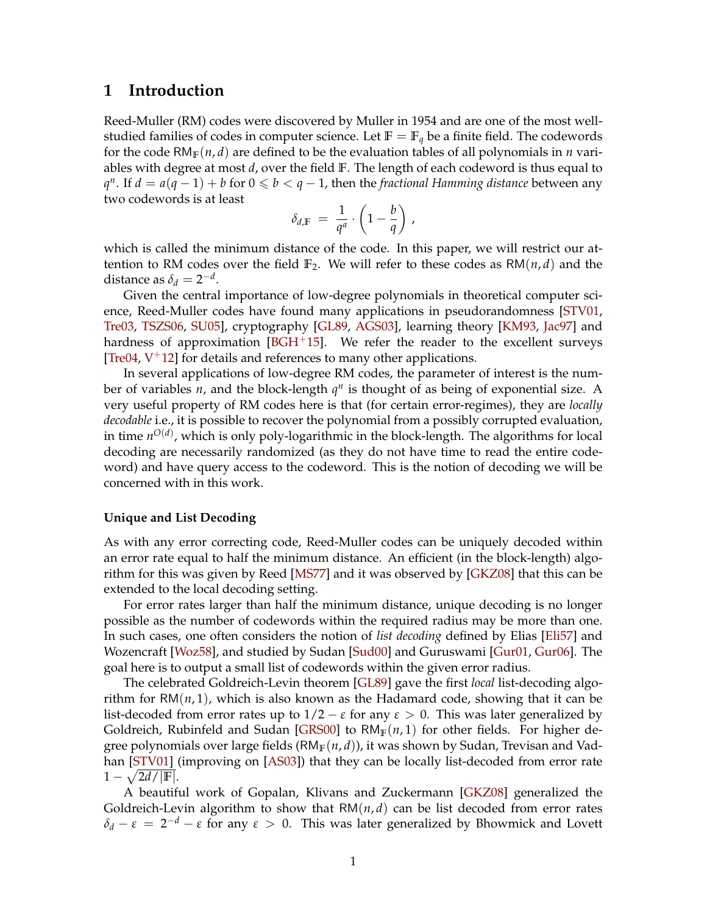## 1 Introduction

Reed-Muller (RM) codes were discovered by Muller in 1954 and are one of the most well-studied families of codes in computer science. Let $\mathbb{F} = \mathbb{F}_q$ be a finite field. The codewords for the code $\mathsf{RM}_{\mathbb{F}}(n, d)$ are defined to be the evaluation tables of all polynomials in $n$ variables with degree at most $d$, over the field $\mathbb{F}$. The length of each codeword is thus equal to $q^n$. If $d = a(q-1) + b$ for $0 \leqslant b < q - 1$, then the *fractional Hamming distance* between any two codewords is at least

$$\delta_{d,\mathbb{F}} \;=\; \frac{1}{q^a} \cdot \left(1 - \frac{b}{q}\right) ,$$

which is called the minimum distance of the code. In this paper, we will restrict our attention to RM codes over the field $\mathbb{F}_2$. We will refer to these codes as $\mathsf{RM}(n, d)$ and the distance as $\delta_d = 2^{-d}$.

Given the central importance of low-degree polynomials in theoretical computer science, Reed-Muller codes have found many applications in pseudorandomness [STV01, Tre03, TSZS06, SU05], cryptography [GL89, AGS03], learning theory [KM93, Jac97] and hardness of approximation [BGH+15]. We refer the reader to the excellent surveys [Tre04, V+12] for details and references to many other applications.

In several applications of low-degree RM codes, the parameter of interest is the number of variables $n$, and the block-length $q^n$ is thought of as being of exponential size. A very useful property of RM codes here is that (for certain error-regimes), they are *locally decodable* i.e., it is possible to recover the polynomial from a possibly corrupted evaluation, in time $n^{O(d)}$, which is only poly-logarithmic in the block-length. The algorithms for local decoding are necessarily randomized (as they do not have time to read the entire codeword) and have query access to the codeword. This is the notion of decoding we will be concerned with in this work.

#### Unique and List Decoding

As with any error correcting code, Reed-Muller codes can be uniquely decoded within an error rate equal to half the minimum distance. An efficient (in the block-length) algorithm for this was given by Reed [MS77] and it was observed by [GKZ08] that this can be extended to the local decoding setting.

For error rates larger than half the minimum distance, unique decoding is no longer possible as the number of codewords within the required radius may be more than one. In such cases, one often considers the notion of *list decoding* defined by Elias [Eli57] and Wozencraft [Woz58], and studied by Sudan [Sud00] and Guruswami [Gur01, Gur06]. The goal here is to output a small list of codewords within the given error radius.

The celebrated Goldreich-Levin theorem [GL89] gave the first *local* list-decoding algorithm for $\mathsf{RM}(n, 1)$, which is also known as the Hadamard code, showing that it can be list-decoded from error rates up to $1/2 - \varepsilon$ for any $\varepsilon > 0$. This was later generalized by Goldreich, Rubinfeld and Sudan [GRS00] to $\mathsf{RM}_{\mathbb{F}}(n, 1)$ for other fields. For higher degree polynomials over large fields ($\mathsf{RM}_{\mathbb{F}}(n, d)$), it was shown by Sudan, Trevisan and Vadhan [STV01] (improving on [AS03]) that they can be locally list-decoded from error rate $1 - \sqrt{2d/|\mathbb{F}|}$.

A beautiful work of Gopalan, Klivans and Zuckermann [GKZ08] generalized the Goldreich-Levin algorithm to show that $\mathsf{RM}(n, d)$ can be list decoded from error rates $\delta_d - \varepsilon = 2^{-d} - \varepsilon$ for any $\varepsilon > 0$. This was later generalized by Bhowmick and Lovett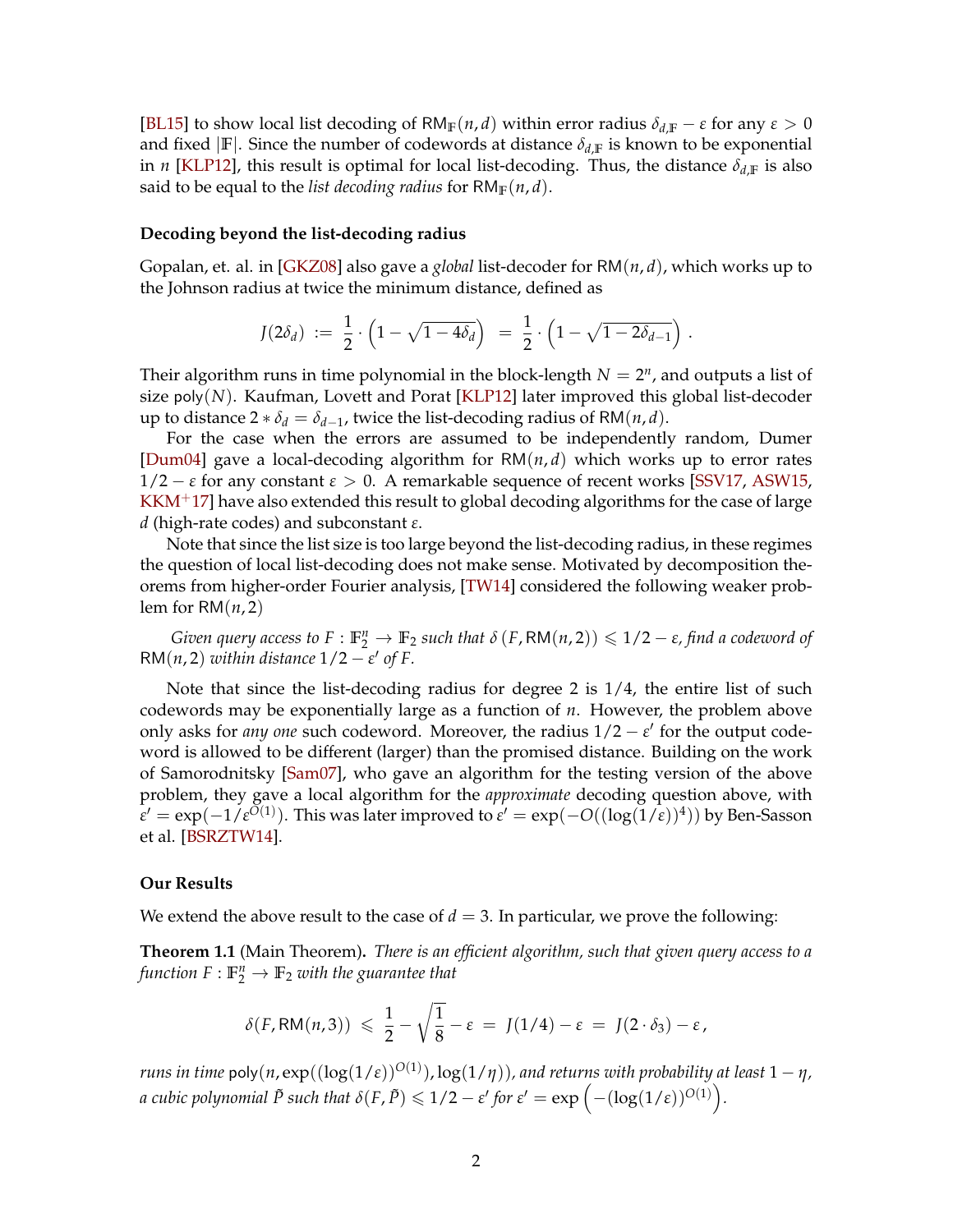[BL15] to show local list decoding of $\mathsf{RM}_{\mathbb{F}}(n,d)$ within error radius $\delta_{d,\mathbb{F}} - \varepsilon$ for any $\varepsilon > 0$ and fixed $|\mathbb{F}|$. Since the number of codewords at distance $\delta_{d,\mathbb{F}}$ is known to be exponential in $n$ [KLP12], this result is optimal for local list-decoding. Thus, the distance $\delta_{d,\mathbb{F}}$ is also said to be equal to the *list decoding radius* for $\mathsf{RM}_{\mathbb{F}}(n,d)$.

#### Decoding beyond the list-decoding radius

Gopalan, et. al. in [GKZ08] also gave a *global* list-decoder for $\mathsf{RM}(n,d)$, which works up to the Johnson radius at twice the minimum distance, defined as

$$J(2\delta_d) \;:=\; \frac{1}{2}\cdot\left(1-\sqrt{1-4\delta_d}\right) \;=\; \frac{1}{2}\cdot\left(1-\sqrt{1-2\delta_{d-1}}\right).$$

Their algorithm runs in time polynomial in the block-length $N = 2^n$, and outputs a list of size $\mathsf{poly}(N)$. Kaufman, Lovett and Porat [KLP12] later improved this global list-decoder up to distance $2 * \delta_d = \delta_{d-1}$, twice the list-decoding radius of $\mathsf{RM}(n,d)$.

For the case when the errors are assumed to be independently random, Dumer [Dum04] gave a local-decoding algorithm for $\mathsf{RM}(n,d)$ which works up to error rates $1/2 - \varepsilon$ for any constant $\varepsilon > 0$. A remarkable sequence of recent works [SSV17, ASW15, KKM+17] have also extended this result to global decoding algorithms for the case of large $d$ (high-rate codes) and subconstant $\varepsilon$.

Note that since the list size is too large beyond the list-decoding radius, in these regimes the question of local list-decoding does not make sense. Motivated by decomposition theorems from higher-order Fourier analysis, [TW14] considered the following weaker problem for $\mathsf{RM}(n,2)$

*Given query access to $F : \mathbb{F}_2^n \to \mathbb{F}_2$ such that $\delta(F, \mathsf{RM}(n,2)) \leqslant 1/2 - \varepsilon$, find a codeword of $\mathsf{RM}(n,2)$ within distance $1/2 - \varepsilon'$ of $F$.*

Note that since the list-decoding radius for degree 2 is $1/4$, the entire list of such codewords may be exponentially large as a function of $n$. However, the problem above only asks for *any one* such codeword. Moreover, the radius $1/2 - \varepsilon'$ for the output codeword is allowed to be different (larger) than the promised distance. Building on the work of Samorodnitsky [Sam07], who gave an algorithm for the testing version of the above problem, they gave a local algorithm for the *approximate* decoding question above, with $\varepsilon' = \exp(-1/\varepsilon^{O(1)})$. This was later improved to $\varepsilon' = \exp(-O((\log(1/\varepsilon))^4))$ by Ben-Sasson et al. [BSRZTW14].

#### Our Results

We extend the above result to the case of $d = 3$. In particular, we prove the following:

**Theorem 1.1** (Main Theorem)**.** *There is an efficient algorithm, such that given query access to a function $F : \mathbb{F}_2^n \to \mathbb{F}_2$ with the guarantee that*

$$\delta(F, \mathsf{RM}(n,3)) \;\leqslant\; \frac{1}{2} - \sqrt{\frac{1}{8}} - \varepsilon \;=\; J(1/4) - \varepsilon \;=\; J(2\cdot\delta_3) - \varepsilon\,,$$

*runs in time $\mathsf{poly}(n, \exp((\log(1/\varepsilon))^{O(1)}), \log(1/\eta))$, and returns with probability at least $1-\eta$, a cubic polynomial $\tilde{P}$ such that $\delta(F, \tilde{P}) \leqslant 1/2 - \varepsilon'$ for $\varepsilon' = \exp\left(-(\log(1/\varepsilon))^{O(1)}\right)$.*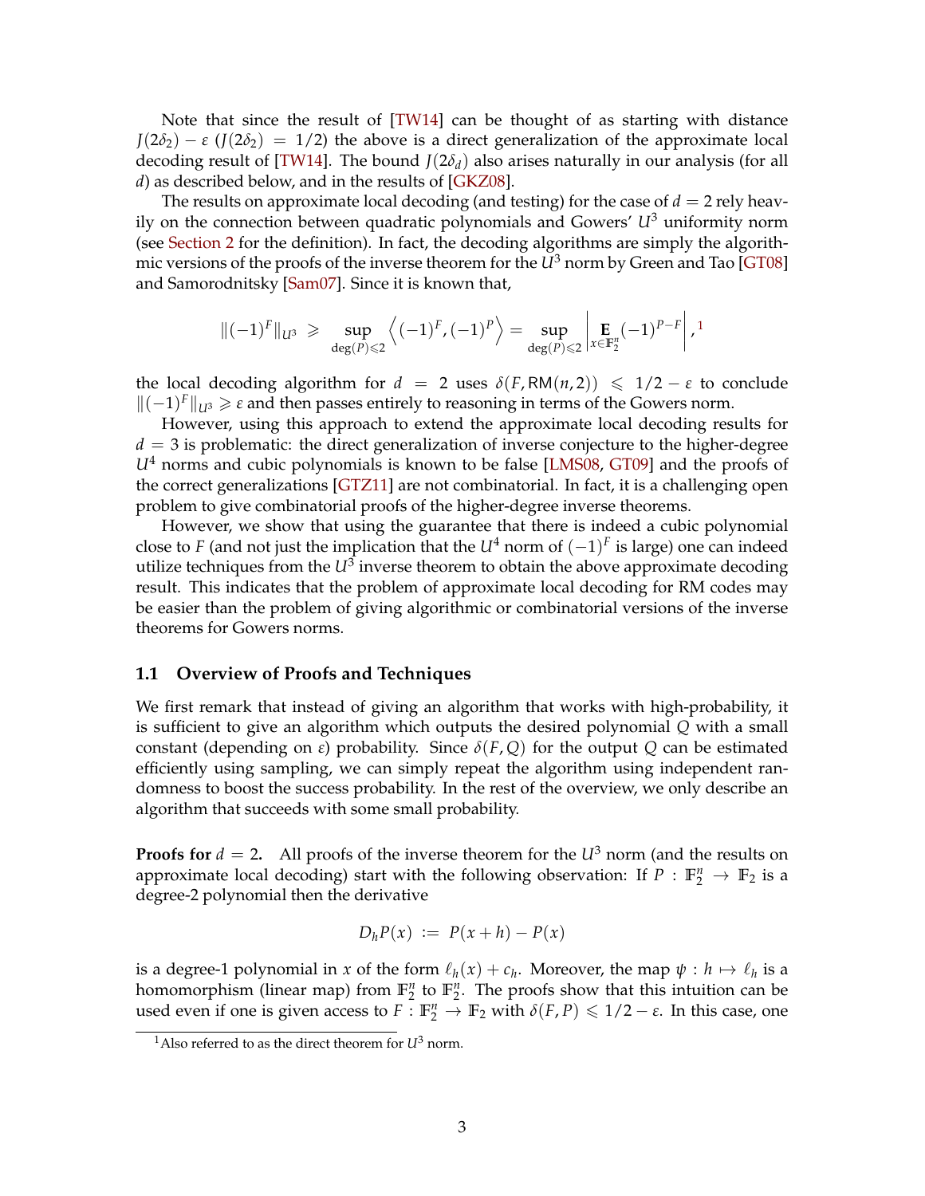Note that since the result of [TW14] can be thought of as starting with distance $J(2\delta_2) - \varepsilon$ ($J(2\delta_2) = 1/2$) the above is a direct generalization of the approximate local decoding result of [TW14]. The bound $J(2\delta_d)$ also arises naturally in our analysis (for all $d$) as described below, and in the results of [GKZ08].

The results on approximate local decoding (and testing) for the case of $d = 2$ rely heavily on the connection between quadratic polynomials and Gowers' $U^3$ uniformity norm (see Section 2 for the definition). In fact, the decoding algorithms are simply the algorithmic versions of the proofs of the inverse theorem for the $U^3$ norm by Green and Tao [GT08] and Samorodnitsky [Sam07]. Since it is known that,

$$\|(-1)^F\|_{U^3} \geqslant \sup_{\deg(P)\leqslant 2} \left\langle (-1)^F, (-1)^P \right\rangle = \sup_{\deg(P)\leqslant 2} \left| \mathop{\mathbf{E}}_{x\in\mathbb{F}_2^n} (-1)^{P-F} \right|,$$ [1]

the local decoding algorithm for $d = 2$ uses $\delta(F, \mathsf{RM}(n,2)) \leqslant 1/2 - \varepsilon$ to conclude $\|(-1)^F\|_{U^3} \geqslant \varepsilon$ and then passes entirely to reasoning in terms of the Gowers norm.

However, using this approach to extend the approximate local decoding results for $d = 3$ is problematic: the direct generalization of inverse conjecture to the higher-degree $U^4$ norms and cubic polynomials is known to be false [LMS08, GT09] and the proofs of the correct generalizations [GTZ11] are not combinatorial. In fact, it is a challenging open problem to give combinatorial proofs of the higher-degree inverse theorems.

However, we show that using the guarantee that there is indeed a cubic polynomial close to $F$ (and not just the implication that the $U^4$ norm of $(-1)^F$ is large) one can indeed utilize techniques from the $U^3$ inverse theorem to obtain the above approximate decoding result. This indicates that the problem of approximate local decoding for RM codes may be easier than the problem of giving algorithmic or combinatorial versions of the inverse theorems for Gowers norms.

### 1.1 Overview of Proofs and Techniques

We first remark that instead of giving an algorithm that works with high-probability, it is sufficient to give an algorithm which outputs the desired polynomial $Q$ with a small constant (depending on $\varepsilon$) probability. Since $\delta(F, Q)$ for the output $Q$ can be estimated efficiently using sampling, we can simply repeat the algorithm using independent randomness to boost the success probability. In the rest of the overview, we only describe an algorithm that succeeds with some small probability.

**Proofs for $d = 2$.** All proofs of the inverse theorem for the $U^3$ norm (and the results on approximate local decoding) start with the following observation: If $P : \mathbb{F}_2^n \to \mathbb{F}_2$ is a degree-2 polynomial then the derivative

$$D_h P(x) := P(x+h) - P(x)$$

is a degree-1 polynomial in $x$ of the form $\ell_h(x) + c_h$. Moreover, the map $\psi : h \mapsto \ell_h$ is a homomorphism (linear map) from $\mathbb{F}_2^n$ to $\mathbb{F}_2^n$. The proofs show that this intuition can be used even if one is given access to $F : \mathbb{F}_2^n \to \mathbb{F}_2$ with $\delta(F, P) \leqslant 1/2 - \varepsilon$. In this case, one

[1] Also referred to as the direct theorem for $U^3$ norm.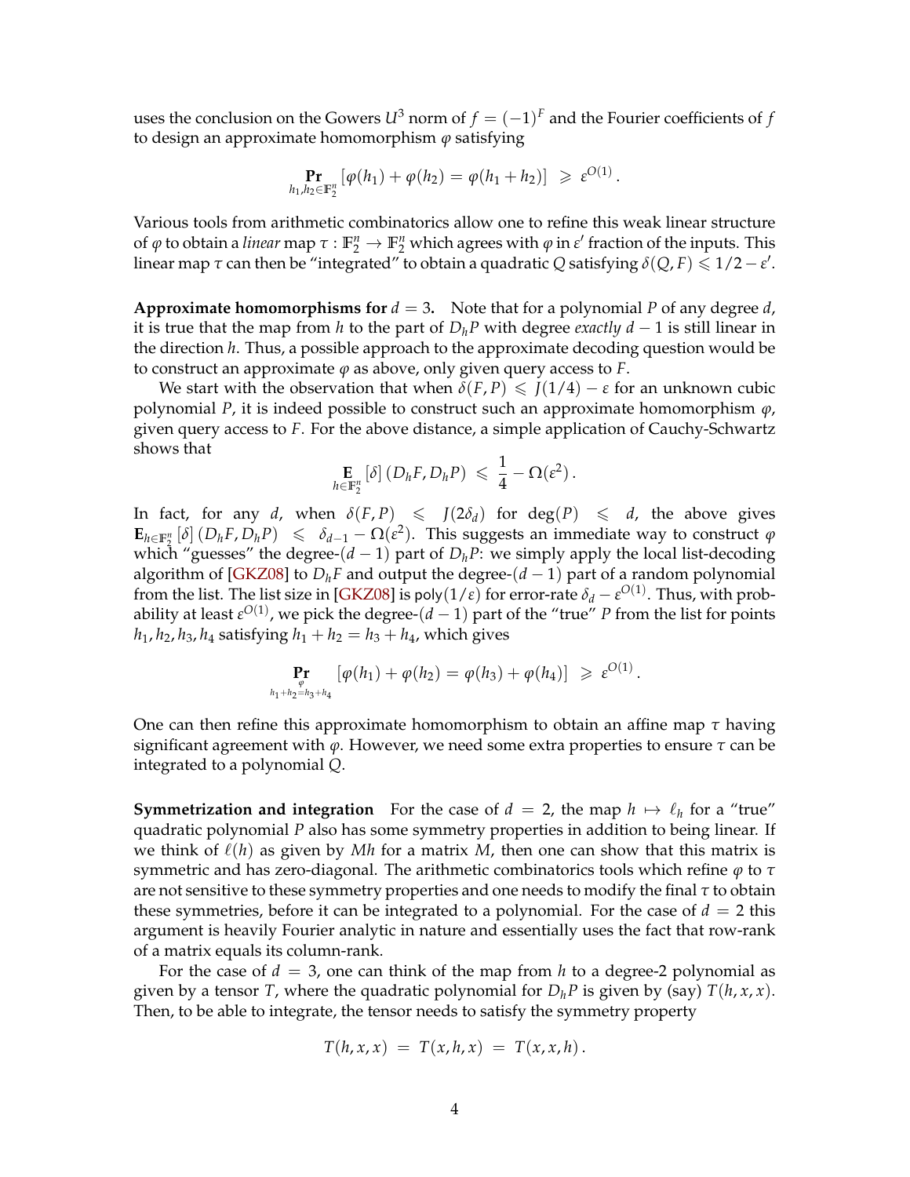uses the conclusion on the Gowers $U^3$ norm of $f = (-1)^F$ and the Fourier coefficients of $f$ to design an approximate homomorphism $\varphi$ satisfying

$$\Pr_{h_1,h_2 \in \mathbb{F}_2^n} \left[\varphi(h_1) + \varphi(h_2) = \varphi(h_1 + h_2)\right] \;\geqslant\; \varepsilon^{O(1)}.$$

Various tools from arithmetic combinatorics allow one to refine this weak linear structure of $\varphi$ to obtain a *linear* map $\tau : \mathbb{F}_2^n \to \mathbb{F}_2^n$ which agrees with $\varphi$ in $\varepsilon'$ fraction of the inputs. This linear map $\tau$ can then be "integrated" to obtain a quadratic $Q$ satisfying $\delta(Q, F) \leqslant 1/2 - \varepsilon'$.

**Approximate homomorphisms for $d = 3$.** Note that for a polynomial $P$ of any degree $d$, it is true that the map from $h$ to the part of $D_h P$ with degree *exactly* $d - 1$ is still linear in the direction $h$. Thus, a possible approach to the approximate decoding question would be to construct an approximate $\varphi$ as above, only given query access to $F$.

We start with the observation that when $\delta(F, P) \leqslant J(1/4) - \varepsilon$ for an unknown cubic polynomial $P$, it is indeed possible to construct such an approximate homomorphism $\varphi$, given query access to $F$. For the above distance, a simple application of Cauchy-Schwartz shows that

$$\mathop{\mathbf{E}}_{h \in \mathbb{F}_2^n} [\delta] \left(D_h F, D_h P\right) \;\leqslant\; \frac{1}{4} - \Omega(\varepsilon^2).$$

In fact, for any $d$, when $\delta(F, P) \leqslant J(2\delta_d)$ for $\deg(P) \leqslant d$, the above gives $\mathbf{E}_{h \in \mathbb{F}_2^n} [\delta] (D_h F, D_h P) \leqslant \delta_{d-1} - \Omega(\varepsilon^2)$. This suggests an immediate way to construct $\varphi$ which "guesses" the degree-$(d-1)$ part of $D_h P$: we simply apply the local list-decoding algorithm of [GKZ08] to $D_h F$ and output the degree-$(d-1)$ part of a random polynomial from the list. The list size in [GKZ08] is $\mathsf{poly}(1/\varepsilon)$ for error-rate $\delta_d - \varepsilon^{O(1)}$. Thus, with probability at least $\varepsilon^{O(1)}$, we pick the degree-$(d-1)$ part of the "true" $P$ from the list for points $h_1, h_2, h_3, h_4$ satisfying $h_1 + h_2 = h_3 + h_4$, which gives

$$\Pr_{\substack{\varphi \\ h_1 + h_2 = h_3 + h_4}} \left[\varphi(h_1) + \varphi(h_2) = \varphi(h_3) + \varphi(h_4)\right] \;\geqslant\; \varepsilon^{O(1)}.$$

One can then refine this approximate homomorphism to obtain an affine map $\tau$ having significant agreement with $\varphi$. However, we need some extra properties to ensure $\tau$ can be integrated to a polynomial $Q$.

**Symmetrization and integration** For the case of $d = 2$, the map $h \mapsto \ell_h$ for a "true" quadratic polynomial $P$ also has some symmetry properties in addition to being linear. If we think of $\ell(h)$ as given by $Mh$ for a matrix $M$, then one can show that this matrix is symmetric and has zero-diagonal. The arithmetic combinatorics tools which refine $\varphi$ to $\tau$ are not sensitive to these symmetry properties and one needs to modify the final $\tau$ to obtain these symmetries, before it can be integrated to a polynomial. For the case of $d = 2$ this argument is heavily Fourier analytic in nature and essentially uses the fact that row-rank of a matrix equals its column-rank.

For the case of $d = 3$, one can think of the map from $h$ to a degree-2 polynomial as given by a tensor $T$, where the quadratic polynomial for $D_h P$ is given by (say) $T(h, x, x)$. Then, to be able to integrate, the tensor needs to satisfy the symmetry property

$$T(h, x, x) \;=\; T(x, h, x) \;=\; T(x, x, h).$$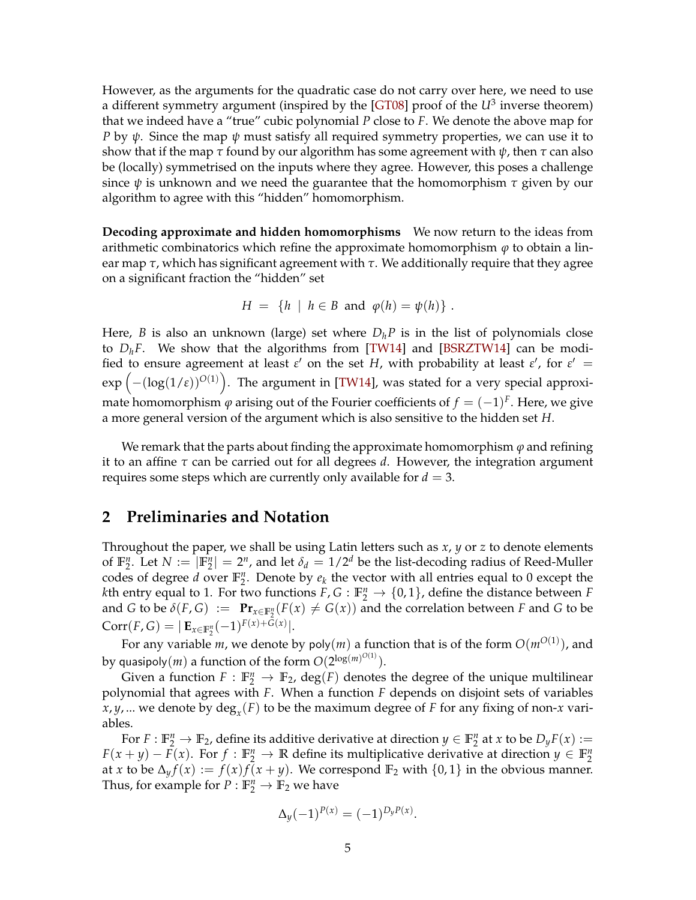However, as the arguments for the quadratic case do not carry over here, we need to use a different symmetry argument (inspired by the [GT08] proof of the $U^3$ inverse theorem) that we indeed have a "true" cubic polynomial $P$ close to $F$. We denote the above map for $P$ by $\psi$. Since the map $\psi$ must satisfy all required symmetry properties, we can use it to show that if the map $\tau$ found by our algorithm has some agreement with $\psi$, then $\tau$ can also be (locally) symmetrised on the inputs where they agree. However, this poses a challenge since $\psi$ is unknown and we need the guarantee that the homomorphism $\tau$ given by our algorithm to agree with this "hidden" homomorphism.

**Decoding approximate and hidden homomorphisms** We now return to the ideas from arithmetic combinatorics which refine the approximate homomorphism $\varphi$ to obtain a linear map $\tau$, which has significant agreement with $\tau$. We additionally require that they agree on a significant fraction the "hidden" set

$$H \;=\; \{h \;\mid\; h \in B \text{ and } \varphi(h) = \psi(h)\}\;.$$

Here, $B$ is also an unknown (large) set where $D_h P$ is in the list of polynomials close to $D_h F$. We show that the algorithms from [TW14] and [BSRZTW14] can be modified to ensure agreement at least $\varepsilon'$ on the set $H$, with probability at least $\varepsilon'$, for $\varepsilon' = \exp\left(-(\log(1/\varepsilon))^{O(1)}\right)$. The argument in [TW14], was stated for a very special approximate homomorphism $\varphi$ arising out of the Fourier coefficients of $f = (-1)^F$. Here, we give a more general version of the argument which is also sensitive to the hidden set $H$.

We remark that the parts about finding the approximate homomorphism $\varphi$ and refining it to an affine $\tau$ can be carried out for all degrees $d$. However, the integration argument requires some steps which are currently only available for $d = 3$.

## 2 Preliminaries and Notation

Throughout the paper, we shall be using Latin letters such as $x$, $y$ or $z$ to denote elements of $\mathbb{F}_2^n$. Let $N := |\mathbb{F}_2^n| = 2^n$, and let $\delta_d = 1/2^d$ be the list-decoding radius of Reed-Muller codes of degree $d$ over $\mathbb{F}_2^n$. Denote by $e_k$ the vector with all entries equal to 0 except the $k$th entry equal to 1. For two functions $F, G : \mathbb{F}_2^n \to \{0,1\}$, define the distance between $F$ and $G$ to be $\delta(F,G) := \mathbf{Pr}_{x\in\mathbb{F}_2^n}(F(x) \neq G(x))$ and the correlation between $F$ and $G$ to be $\mathrm{Corr}(F,G) = |\,\mathbf{E}_{x\in\mathbb{F}_2^n}(-1)^{F(x)+G(x)}|$.

For any variable $m$, we denote by $\mathsf{poly}(m)$ a function that is of the form $O(m^{O(1)})$, and by $\mathsf{quasipoly}(m)$ a function of the form $O(2^{\log(m)^{O(1)}})$.

Given a function $F : \mathbb{F}_2^n \to \mathbb{F}_2$, $\deg(F)$ denotes the degree of the unique multilinear polynomial that agrees with $F$. When a function $F$ depends on disjoint sets of variables $x, y, \ldots$ we denote by $\deg_x(F)$ to be the maximum degree of $F$ for any fixing of non-$x$ variables.

For $F : \mathbb{F}_2^n \to \mathbb{F}_2$, define its additive derivative at direction $y \in \mathbb{F}_2^n$ at $x$ to be $D_y F(x) := F(x+y) - F(x)$. For $f : \mathbb{F}_2^n \to \mathbb{R}$ define its multiplicative derivative at direction $y \in \mathbb{F}_2^n$ at $x$ to be $\Delta_y f(x) := f(x) f(x+y)$. We correspond $\mathbb{F}_2$ with $\{0,1\}$ in the obvious manner. Thus, for example for $P : \mathbb{F}_2^n \to \mathbb{F}_2$ we have

$$\Delta_y (-1)^{P(x)} = (-1)^{D_y P(x)}.$$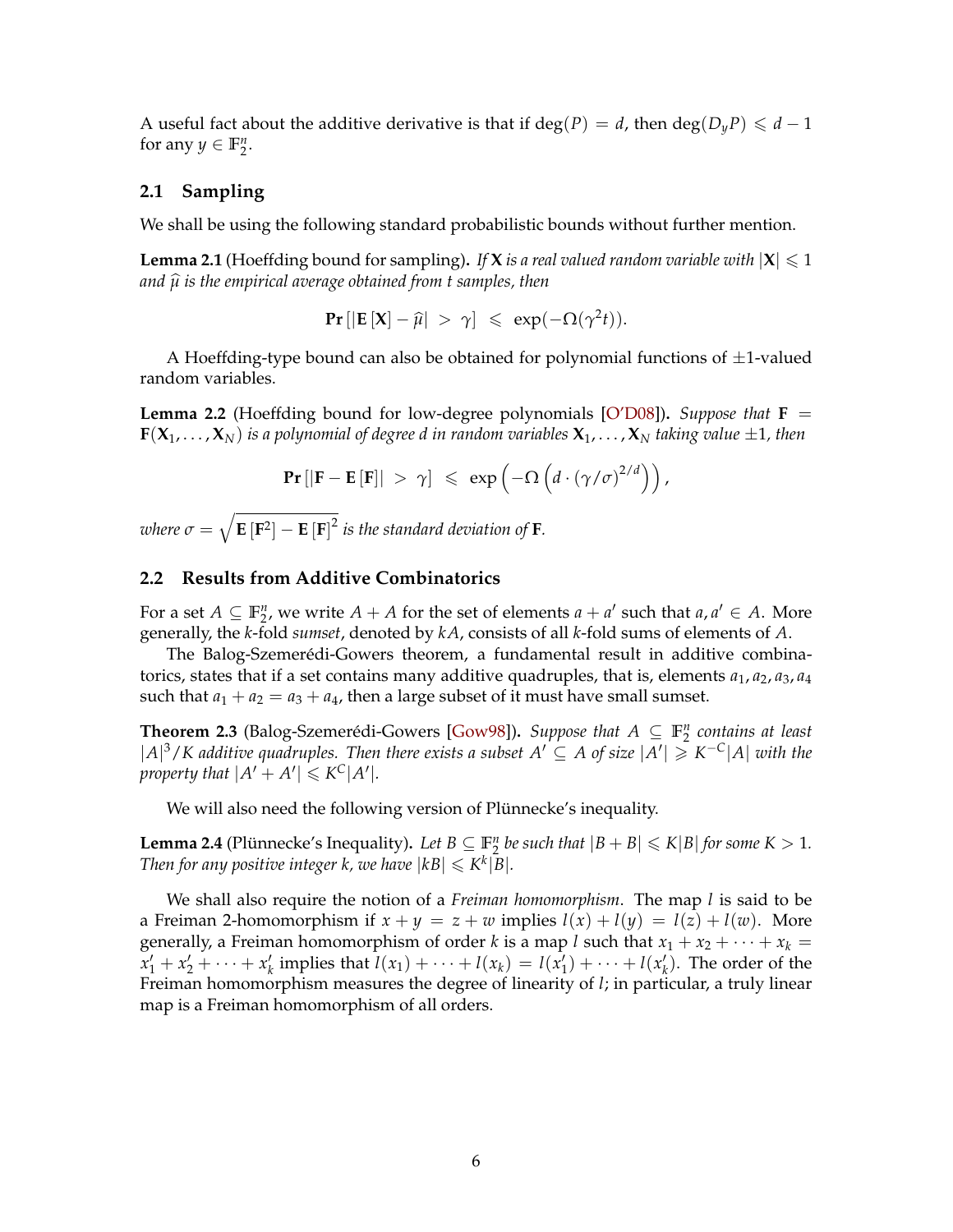A useful fact about the additive derivative is that if $\deg(P) = d$, then $\deg(D_y P) \leqslant d - 1$ for any $y \in \mathbb{F}_2^n$.

### 2.1 Sampling

We shall be using the following standard probabilistic bounds without further mention.

**Lemma 2.1** (Hoeffding bound for sampling)**.** *If $\mathbf{X}$ is a real valued random variable with $|\mathbf{X}| \leqslant 1$ and $\widehat{\mu}$ is the empirical average obtained from $t$ samples, then*

$$\mathbf{Pr}\left[|\mathbf{E}\left[\mathbf{X}\right] - \widehat{\mu}| \ > \ \gamma\right] \ \leqslant \ \exp(-\Omega(\gamma^2 t)).$$

A Hoeffding-type bound can also be obtained for polynomial functions of $\pm 1$-valued random variables.

**Lemma 2.2** (Hoeffding bound for low-degree polynomials [O'D08])**.** *Suppose that $\mathbf{F} = \mathbf{F}(\mathbf{X}_1, \ldots, \mathbf{X}_N)$ is a polynomial of degree $d$ in random variables $\mathbf{X}_1, \ldots, \mathbf{X}_N$ taking value $\pm 1$, then*

$$\mathbf{Pr}\left[|\mathbf{F} - \mathbf{E}\left[\mathbf{F}\right]| \ > \ \gamma\right] \ \leqslant \ \exp\left(-\Omega\left(d \cdot (\gamma/\sigma)^{2/d}\right)\right),$$

*where $\sigma = \sqrt{\mathbf{E}\left[\mathbf{F}^2\right] - \mathbf{E}\left[\mathbf{F}\right]^2}$ is the standard deviation of $\mathbf{F}$.*

### 2.2 Results from Additive Combinatorics

For a set $A \subseteq \mathbb{F}_2^n$, we write $A + A$ for the set of elements $a + a'$ such that $a, a' \in A$. More generally, the $k$-fold *sumset*, denoted by $kA$, consists of all $k$-fold sums of elements of $A$.

The Balog-Szemerédi-Gowers theorem, a fundamental result in additive combinatorics, states that if a set contains many additive quadruples, that is, elements $a_1, a_2, a_3, a_4$ such that $a_1 + a_2 = a_3 + a_4$, then a large subset of it must have small sumset.

**Theorem 2.3** (Balog-Szemerédi-Gowers [Gow98])**.** *Suppose that $A \subseteq \mathbb{F}_2^n$ contains at least $|A|^3/K$ additive quadruples. Then there exists a subset $A' \subseteq A$ of size $|A'| \geqslant K^{-C}|A|$ with the property that $|A' + A'| \leqslant K^C |A'|$.*

We will also need the following version of Plünnecke's inequality.

**Lemma 2.4** (Plünnecke's Inequality)**.** *Let $B \subseteq \mathbb{F}_2^n$ be such that $|B + B| \leqslant K|B|$ for some $K > 1$. Then for any positive integer $k$, we have $|kB| \leqslant K^k |B|$.*

We shall also require the notion of a *Freiman homomorphism*. The map $l$ is said to be a Freiman 2-homomorphism if $x + y = z + w$ implies $l(x) + l(y) = l(z) + l(w)$. More generally, a Freiman homomorphism of order $k$ is a map $l$ such that $x_1 + x_2 + \cdots + x_k = x_1' + x_2' + \cdots + x_k'$ implies that $l(x_1) + \cdots + l(x_k) = l(x_1') + \cdots + l(x_k')$. The order of the Freiman homomorphism measures the degree of linearity of $l$; in particular, a truly linear map is a Freiman homomorphism of all orders.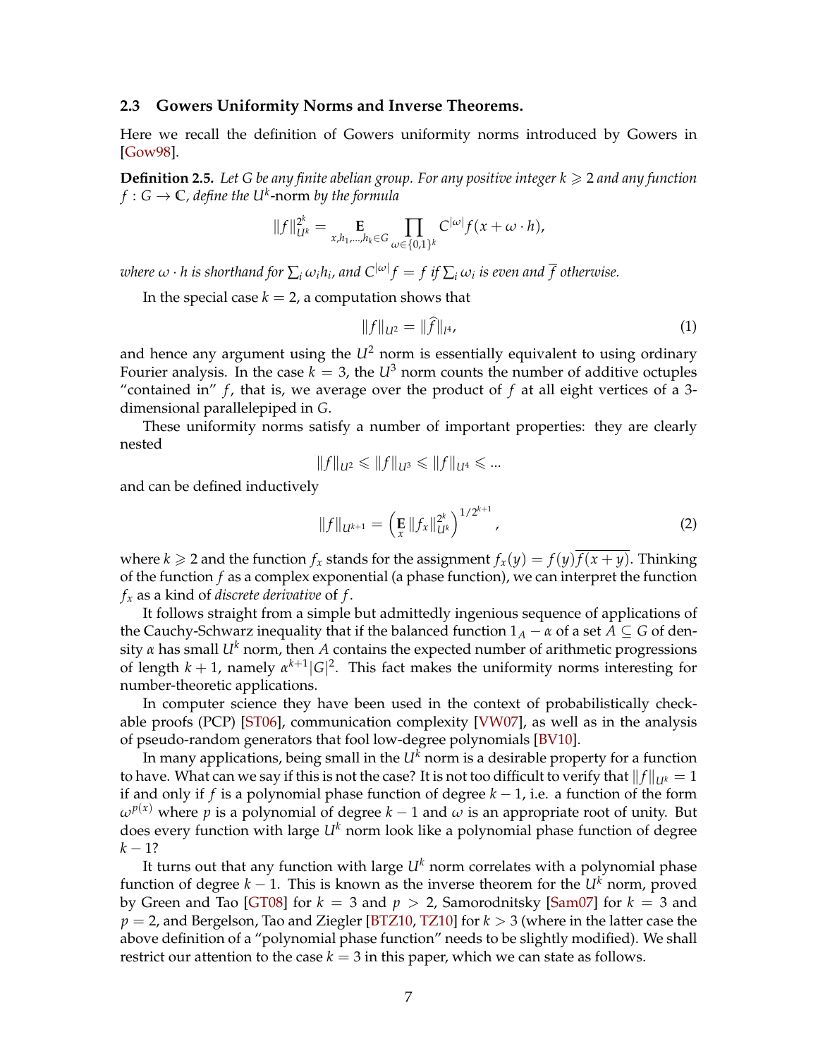### 2.3 Gowers Uniformity Norms and Inverse Theorems.

Here we recall the definition of Gowers uniformity norms introduced by Gowers in [Gow98].

**Definition 2.5.** *Let $G$ be any finite abelian group. For any positive integer $k \geqslant 2$ and any function $f : G \to \mathbb{C}$, define the $U^k$-norm by the formula*

$$\|f\|_{U^k}^{2^k} = \mathop{\mathbf{E}}_{x,h_1,\ldots,h_k \in G} \prod_{\omega \in \{0,1\}^k} C^{|\omega|} f(x + \omega \cdot h),$$

*where $\omega \cdot h$ is shorthand for $\sum_i \omega_i h_i$, and $C^{|\omega|} f = f$ if $\sum_i \omega_i$ is even and $\overline{f}$ otherwise.*

In the special case $k = 2$, a computation shows that

$$\|f\|_{U^2} = \|\widehat{f}\|_{l^4}, \tag{1}$$

and hence any argument using the $U^2$ norm is essentially equivalent to using ordinary Fourier analysis. In the case $k = 3$, the $U^3$ norm counts the number of additive octuples "contained in" $f$, that is, we average over the product of $f$ at all eight vertices of a 3-dimensional parallelepiped in $G$.

These uniformity norms satisfy a number of important properties: they are clearly nested

$$\|f\|_{U^2} \leqslant \|f\|_{U^3} \leqslant \|f\|_{U^4} \leqslant \ldots$$

and can be defined inductively

$$\|f\|_{U^{k+1}} = \left( \mathop{\mathbf{E}}_x \|f_x\|_{U^k}^{2^k} \right)^{1/2^{k+1}}, \tag{2}$$

where $k \geqslant 2$ and the function $f_x$ stands for the assignment $f_x(y) = f(y)\overline{f(x+y)}$. Thinking of the function $f$ as a complex exponential (a phase function), we can interpret the function $f_x$ as a kind of *discrete derivative* of $f$.

It follows straight from a simple but admittedly ingenious sequence of applications of the Cauchy-Schwarz inequality that if the balanced function $1_A - \alpha$ of a set $A \subseteq G$ of density $\alpha$ has small $U^k$ norm, then $A$ contains the expected number of arithmetic progressions of length $k+1$, namely $\alpha^{k+1}|G|^2$. This fact makes the uniformity norms interesting for number-theoretic applications.

In computer science they have been used in the context of probabilistically checkable proofs (PCP) [ST06], communication complexity [VW07], as well as in the analysis of pseudo-random generators that fool low-degree polynomials [BV10].

In many applications, being small in the $U^k$ norm is a desirable property for a function to have. What can we say if this is not the case? It is not too difficult to verify that $\|f\|_{U^k} = 1$ if and only if $f$ is a polynomial phase function of degree $k-1$, i.e. a function of the form $\omega^{p(x)}$ where $p$ is a polynomial of degree $k-1$ and $\omega$ is an appropriate root of unity. But does every function with large $U^k$ norm look like a polynomial phase function of degree $k-1$?

It turns out that any function with large $U^k$ norm correlates with a polynomial phase function of degree $k-1$. This is known as the inverse theorem for the $U^k$ norm, proved by Green and Tao [GT08] for $k = 3$ and $p > 2$, Samorodnitsky [Sam07] for $k = 3$ and $p = 2$, and Bergelson, Tao and Ziegler [BTZ10, TZ10] for $k > 3$ (where in the latter case the above definition of a "polynomial phase function" needs to be slightly modified). We shall restrict our attention to the case $k = 3$ in this paper, which we can state as follows.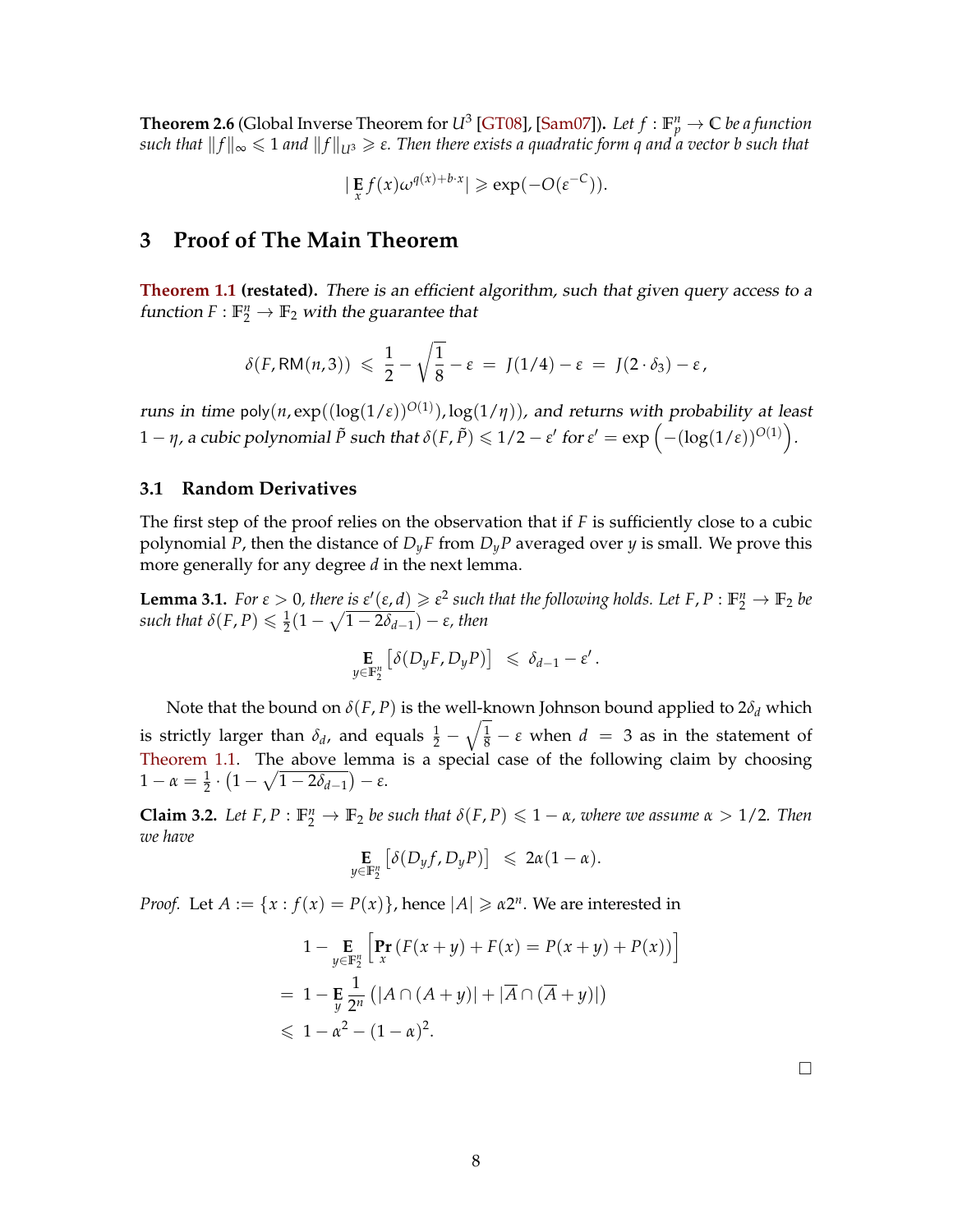**Theorem 2.6** (Global Inverse Theorem for $U^3$ [GT08], [Sam07]). *Let $f : \mathbb{F}_p^n \to \mathbb{C}$ be a function such that $\|f\|_\infty \leqslant 1$ and $\|f\|_{U^3} \geqslant \varepsilon$. Then there exists a quadratic form $q$ and a vector $b$ such that*

$$|\mathop{\mathbf{E}}_{x} f(x)\omega^{q(x)+b\cdot x}| \geqslant \exp(-O(\varepsilon^{-C})).$$

# 3 Proof of The Main Theorem

**Theorem 1.1 (restated).** *There is an efficient algorithm, such that given query access to a function $F : \mathbb{F}_2^n \to \mathbb{F}_2$ with the guarantee that*

$$\delta(F, \mathsf{RM}(n,3)) \leqslant \frac{1}{2} - \sqrt{\frac{1}{8}} - \varepsilon = J(1/4) - \varepsilon = J(2\cdot\delta_3) - \varepsilon\,,$$

*runs in time $\mathrm{poly}(n, \exp((\log(1/\varepsilon))^{O(1)}), \log(1/\eta))$, and returns with probability at least $1-\eta$, a cubic polynomial $\tilde{P}$ such that $\delta(F,\tilde{P}) \leqslant 1/2 - \varepsilon'$ for $\varepsilon' = \exp\left(-(\log(1/\varepsilon))^{O(1)}\right)$.*

## 3.1 Random Derivatives

The first step of the proof relies on the observation that if $F$ is sufficiently close to a cubic polynomial $P$, then the distance of $D_yF$ from $D_yP$ averaged over $y$ is small. We prove this more generally for any degree $d$ in the next lemma.

**Lemma 3.1.** *For $\varepsilon > 0$, there is $\varepsilon'(\varepsilon, d) \geqslant \varepsilon^2$ such that the following holds. Let $F, P : \mathbb{F}_2^n \to \mathbb{F}_2$ be such that $\delta(F,P) \leqslant \frac{1}{2}(1-\sqrt{1-2\delta_{d-1}}) - \varepsilon$, then*

$$\mathop{\mathbf{E}}_{y\in\mathbb{F}_2^n}\left[\delta(D_yF, D_yP)\right] \leqslant \delta_{d-1} - \varepsilon'\,.$$

Note that the bound on $\delta(F,P)$ is the well-known Johnson bound applied to $2\delta_d$ which is strictly larger than $\delta_d$, and equals $\frac{1}{2} - \sqrt{\frac{1}{8}} - \varepsilon$ when $d = 3$ as in the statement of Theorem 1.1. The above lemma is a special case of the following claim by choosing $1-\alpha = \frac{1}{2}\cdot\left(1-\sqrt{1-2\delta_{d-1}}\right) - \varepsilon$.

**Claim 3.2.** *Let $F, P : \mathbb{F}_2^n \to \mathbb{F}_2$ be such that $\delta(F,P) \leqslant 1-\alpha$, where we assume $\alpha > 1/2$. Then we have*

$$\mathop{\mathbf{E}}_{y\in\mathbb{F}_2^n}\left[\delta(D_yf, D_yP)\right] \leqslant 2\alpha(1-\alpha).$$

*Proof.* Let $A := \{x : f(x) = P(x)\}$, hence $|A| \geqslant \alpha 2^n$. We are interested in

$$\begin{aligned}
&1 - \mathop{\mathbf{E}}_{y\in\mathbb{F}_2^n}\left[\Pr_x\left(F(x+y)+F(x) = P(x+y)+P(x)\right)\right] \\
&= 1 - \mathop{\mathbf{E}}_{y}\frac{1}{2^n}\left(|A\cap(A+y)| + |\overline{A}\cap(\overline{A}+y)|\right) \\
&\leqslant 1-\alpha^2-(1-\alpha)^2.
\end{aligned}$$

$\square$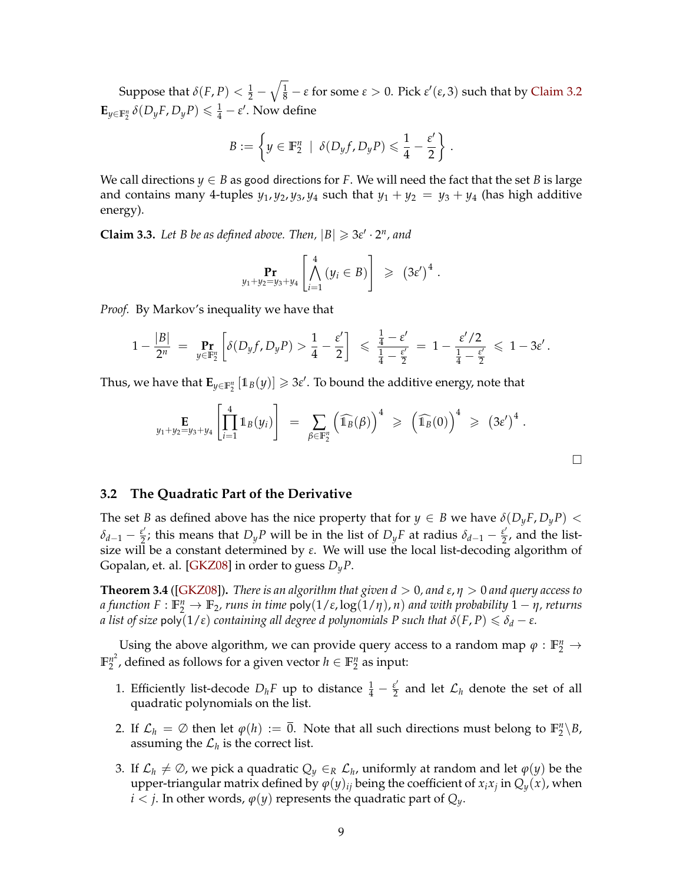Suppose that $\delta(F, P) < \frac{1}{2} - \sqrt{\frac{1}{8}} - \varepsilon$ for some $\varepsilon > 0$. Pick $\varepsilon'(\varepsilon, 3)$ such that by Claim 3.2 $\mathbf{E}_{y \in \mathbb{F}_2^n} \delta(D_y F, D_y P) \leqslant \frac{1}{4} - \varepsilon'$. Now define

$$B := \left\{ y \in \mathbb{F}_2^n \;\middle|\; \delta(D_y f, D_y P) \leqslant \frac{1}{4} - \frac{\varepsilon'}{2} \right\}.$$

We call directions $y \in B$ as good directions for $F$. We will need the fact that the set $B$ is large and contains many 4-tuples $y_1, y_2, y_3, y_4$ such that $y_1 + y_2 = y_3 + y_4$ (has high additive energy).

**Claim 3.3.** *Let $B$ be as defined above. Then, $|B| \geqslant 3\varepsilon' \cdot 2^n$, and*

$$\Pr_{y_1 + y_2 = y_3 + y_4} \left[ \bigwedge_{i=1}^{4} (y_i \in B) \right] \;\geqslant\; (3\varepsilon')^4 .$$

*Proof.* By Markov's inequality we have that

$$1 - \frac{|B|}{2^n} \;=\; \Pr_{y \in \mathbb{F}_2^n} \left[ \delta(D_y f, D_y P) > \frac{1}{4} - \frac{\varepsilon'}{2} \right] \;\leqslant\; \frac{\frac{1}{4} - \varepsilon'}{\frac{1}{4} - \frac{\varepsilon'}{2}} \;=\; 1 - \frac{\varepsilon'/2}{\frac{1}{4} - \frac{\varepsilon'}{2}} \;\leqslant\; 1 - 3\varepsilon' .$$

Thus, we have that $\mathbf{E}_{y \in \mathbb{F}_2^n} [\mathbb{1}_B(y)] \geqslant 3\varepsilon'$. To bound the additive energy, note that

$$\mathop{\mathbf{E}}_{y_1 + y_2 = y_3 + y_4} \left[ \prod_{i=1}^{4} \mathbb{1}_B(y_i) \right] \;=\; \sum_{\beta \in \mathbb{F}_2^n} \left( \widehat{\mathbb{1}_B}(\beta) \right)^4 \;\geqslant\; \left( \widehat{\mathbb{1}_B}(0) \right)^4 \;\geqslant\; (3\varepsilon')^4 .$$

□

## 3.2 The Quadratic Part of the Derivative

The set $B$ as defined above has the nice property that for $y \in B$ we have $\delta(D_y F, D_y P) < \delta_{d-1} - \frac{\varepsilon'}{2}$; this means that $D_y P$ will be in the list of $D_y F$ at radius $\delta_{d-1} - \frac{\varepsilon'}{2}$, and the list-size will be a constant determined by $\varepsilon$. We will use the local list-decoding algorithm of Gopalan, et. al. [GKZ08] in order to guess $D_y P$.

**Theorem 3.4** ([GKZ08]). *There is an algorithm that given $d > 0$, and $\varepsilon, \eta > 0$ and query access to a function $F : \mathbb{F}_2^n \to \mathbb{F}_2$, runs in time $\mathsf{poly}(1/\varepsilon, \log(1/\eta), n)$ and with probability $1 - \eta$, returns a list of size $\mathsf{poly}(1/\varepsilon)$ containing all degree $d$ polynomials $P$ such that $\delta(F, P) \leqslant \delta_d - \varepsilon$.*

Using the above algorithm, we can provide query access to a random map $\varphi : \mathbb{F}_2^n \to \mathbb{F}_2^{n^2}$, defined as follows for a given vector $h \in \mathbb{F}_2^n$ as input:

1. Efficiently list-decode $D_h F$ up to distance $\frac{1}{4} - \frac{\varepsilon'}{2}$ and let $\mathcal{L}_h$ denote the set of all quadratic polynomials on the list.
2. If $\mathcal{L}_h = \emptyset$ then let $\varphi(h) := \bar{0}$. Note that all such directions must belong to $\mathbb{F}_2^n \backslash B$, assuming the $\mathcal{L}_h$ is the correct list.
3. If $\mathcal{L}_h \neq \emptyset$, we pick a quadratic $Q_y \in_R \mathcal{L}_h$, uniformly at random and let $\varphi(y)$ be the upper-triangular matrix defined by $\varphi(y)_{ij}$ being the coefficient of $x_i x_j$ in $Q_y(x)$, when $i < j$. In other words, $\varphi(y)$ represents the quadratic part of $Q_y$.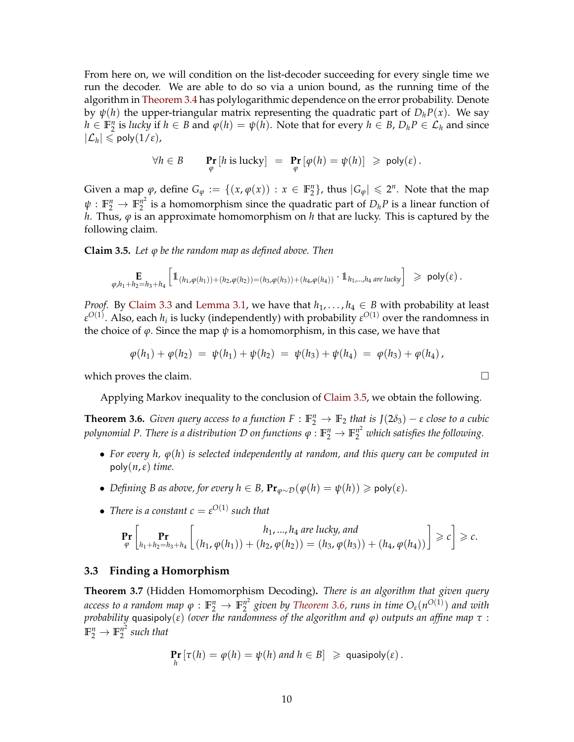From here on, we will condition on the list-decoder succeeding for every single time we run the decoder. We are able to do so via a union bound, as the running time of the algorithm in Theorem 3.4 has polylogarithmic dependence on the error probability. Denote by $\psi(h)$ the upper-triangular matrix representing the quadratic part of $D_h P(x)$. We say $h \in \mathbb{F}_2^n$ is *lucky* if $h \in B$ and $\varphi(h) = \psi(h)$. Note that for every $h \in B$, $D_h P \in \mathcal{L}_h$ and since $|\mathcal{L}_h| \leqslant \mathsf{poly}(1/\varepsilon)$,

$$\forall h \in B \qquad \Pr_{\varphi}[h \text{ is lucky}] \;=\; \Pr_{\varphi}[\varphi(h) = \psi(h)] \;\geqslant\; \mathsf{poly}(\varepsilon)\,.$$

Given a map $\varphi$, define $G_\varphi := \{(x, \varphi(x)) : x \in \mathbb{F}_2^n\}$, thus $|G_\varphi| \leqslant 2^n$. Note that the map $\psi : \mathbb{F}_2^n \to \mathbb{F}_2^{n^2}$ is a homomorphism since the quadratic part of $D_h P$ is a linear function of $h$. Thus, $\varphi$ is an approximate homomorphism on $h$ that are lucky. This is captured by the following claim.

**Claim 3.5.** *Let $\varphi$ be the random map as defined above. Then*

$$\mathop{\mathbf{E}}_{\varphi, h_1+h_2=h_3+h_4}\left[\mathbb{1}_{(h_1,\varphi(h_1))+(h_2,\varphi(h_2))=(h_3,\varphi(h_3))+(h_4,\varphi(h_4))} \cdot \mathbb{1}_{h_1,\ldots,h_4 \text{ are lucky}}\right] \;\geqslant\; \mathsf{poly}(\varepsilon)\,.$$

*Proof.* By Claim 3.3 and Lemma 3.1, we have that $h_1, \ldots, h_4 \in B$ with probability at least $\varepsilon^{O(1)}$. Also, each $h_i$ is lucky (independently) with probability $\varepsilon^{O(1)}$ over the randomness in the choice of $\varphi$. Since the map $\psi$ is a homomorphism, in this case, we have that

$$\varphi(h_1) + \varphi(h_2) \;=\; \psi(h_1) + \psi(h_2) \;=\; \psi(h_3) + \psi(h_4) \;=\; \varphi(h_3) + \varphi(h_4)\,,$$

which proves the claim. □

Applying Markov inequality to the conclusion of Claim 3.5, we obtain the following.

**Theorem 3.6.** *Given query access to a function $F : \mathbb{F}_2^n \to \mathbb{F}_2$ that is $J(2\delta_3) - \varepsilon$ close to a cubic polynomial $P$. There is a distribution $\mathcal{D}$ on functions $\varphi : \mathbb{F}_2^n \to \mathbb{F}_2^{n^2}$ which satisfies the following.*

- *For every $h$, $\varphi(h)$ is selected independently at random, and this query can be computed in $\mathsf{poly}(n, \varepsilon)$ time.*
- *Defining $B$ as above, for every $h \in B$, $\mathbf{Pr}_{\varphi \sim \mathcal{D}}(\varphi(h) = \psi(h)) \geqslant \mathsf{poly}(\varepsilon)$.*
- *There is a constant $c = \varepsilon^{O(1)}$ such that*

$$\Pr_{\varphi}\left[\Pr_{h_1+h_2=h_3+h_4}\left[\begin{array}{c} h_1, \ldots, h_4 \text{ are lucky, and} \\ (h_1,\varphi(h_1)) + (h_2,\varphi(h_2)) = (h_3,\varphi(h_3)) + (h_4,\varphi(h_4)) \end{array}\right] \geqslant c\right] \geqslant c.$$

### 3.3 Finding a Homorphism

**Theorem 3.7** (Hidden Homomorphism Decoding)**.** *There is an algorithm that given query access to a random map $\varphi : \mathbb{F}_2^n \to \mathbb{F}_2^{n^2}$ given by Theorem 3.6, runs in time $O_\varepsilon(n^{O(1)})$ and with probability $\mathsf{quasipoly}(\varepsilon)$ (over the randomness of the algorithm and $\varphi$) outputs an affine map $\tau : \mathbb{F}_2^n \to \mathbb{F}_2^{n^2}$ such that*

$$\Pr_h[\tau(h) = \varphi(h) = \psi(h) \text{ and } h \in B] \;\geqslant\; \mathsf{quasipoly}(\varepsilon)\,.$$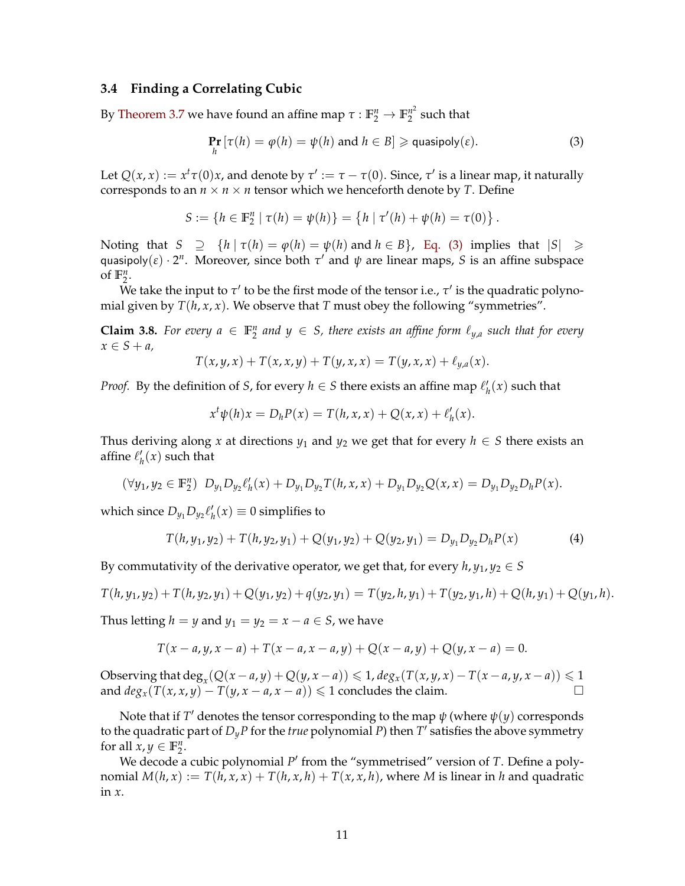### 3.4 Finding a Correlating Cubic

By Theorem 3.7 we have found an affine map $\tau : \mathbb{F}_2^n \to \mathbb{F}_2^{n^2}$ such that

$$\Pr_h [\tau(h) = \varphi(h) = \psi(h) \text{ and } h \in B] \geqslant \mathsf{quasipoly}(\varepsilon). \tag{3}$$

Let $Q(x,x) := x^t \tau(0) x$, and denote by $\tau' := \tau - \tau(0)$. Since, $\tau'$ is a linear map, it naturally corresponds to an $n \times n \times n$ tensor which we henceforth denote by $T$. Define

$$S := \{h \in \mathbb{F}_2^n \mid \tau(h) = \psi(h)\} = \{h \mid \tau'(h) + \psi(h) = \tau(0)\}.$$

Noting that $S \supseteq \{h \mid \tau(h) = \varphi(h) = \psi(h) \text{ and } h \in B\}$, Eq. (3) implies that $|S| \geqslant \mathsf{quasipoly}(\varepsilon) \cdot 2^n$. Moreover, since both $\tau'$ and $\psi$ are linear maps, $S$ is an affine subspace of $\mathbb{F}_2^n$.

We take the input to $\tau'$ to be the first mode of the tensor i.e., $\tau'$ is the quadratic polynomial given by $T(h,x,x)$. We observe that $T$ must obey the following "symmetries".

**Claim 3.8.** *For every $a \in \mathbb{F}_2^n$ and $y \in S$, there exists an affine form $\ell_{y,a}$ such that for every $x \in S + a$,*

$$T(x,y,x) + T(x,x,y) + T(y,x,x) = T(y,x,x) + \ell_{y,a}(x).$$

*Proof.* By the definition of $S$, for every $h \in S$ there exists an affine map $\ell'_h(x)$ such that

$$x^t \psi(h) x = D_h P(x) = T(h,x,x) + Q(x,x) + \ell'_h(x).$$

Thus deriving along $x$ at directions $y_1$ and $y_2$ we get that for every $h \in S$ there exists an affine $\ell'_h(x)$ such that

$$(\forall y_1, y_2 \in \mathbb{F}_2^n) \;\; D_{y_1} D_{y_2} \ell'_h(x) + D_{y_1} D_{y_2} T(h,x,x) + D_{y_1} D_{y_2} Q(x,x) = D_{y_1} D_{y_2} D_h P(x).$$

which since $D_{y_1} D_{y_2} \ell'_h(x) \equiv 0$ simplifies to

$$T(h,y_1,y_2) + T(h,y_2,y_1) + Q(y_1,y_2) + Q(y_2,y_1) = D_{y_1} D_{y_2} D_h P(x) \tag{4}$$

By commutativity of the derivative operator, we get that, for every $h, y_1, y_2 \in S$

$$T(h,y_1,y_2) + T(h,y_2,y_1) + Q(y_1,y_2) + q(y_2,y_1) = T(y_2,h,y_1) + T(y_2,y_1,h) + Q(h,y_1) + Q(y_1,h).$$

Thus letting $h = y$ and $y_1 = y_2 = x - a \in S$, we have

$$T(x-a,y,x-a) + T(x-a,x-a,y) + Q(x-a,y) + Q(y,x-a) = 0.$$

Observing that $\deg_x(Q(x-a,y) + Q(y,x-a)) \leqslant 1$, $deg_x(T(x,y,x) - T(x-a,y,x-a)) \leqslant 1$ and $deg_x(T(x,x,y) - T(y,x-a,x-a)) \leqslant 1$ concludes the claim. $\square$

Note that if $T'$ denotes the tensor corresponding to the map $\psi$ (where $\psi(y)$ corresponds to the quadratic part of $D_y P$ for the *true* polynomial $P$) then $T'$ satisfies the above symmetry for all $x, y \in \mathbb{F}_2^n$.

We decode a cubic polynomial $P'$ from the "symmetrised" version of $T$. Define a polynomial $M(h,x) := T(h,x,x) + T(h,x,h) + T(x,x,h)$, where $M$ is linear in $h$ and quadratic in $x$.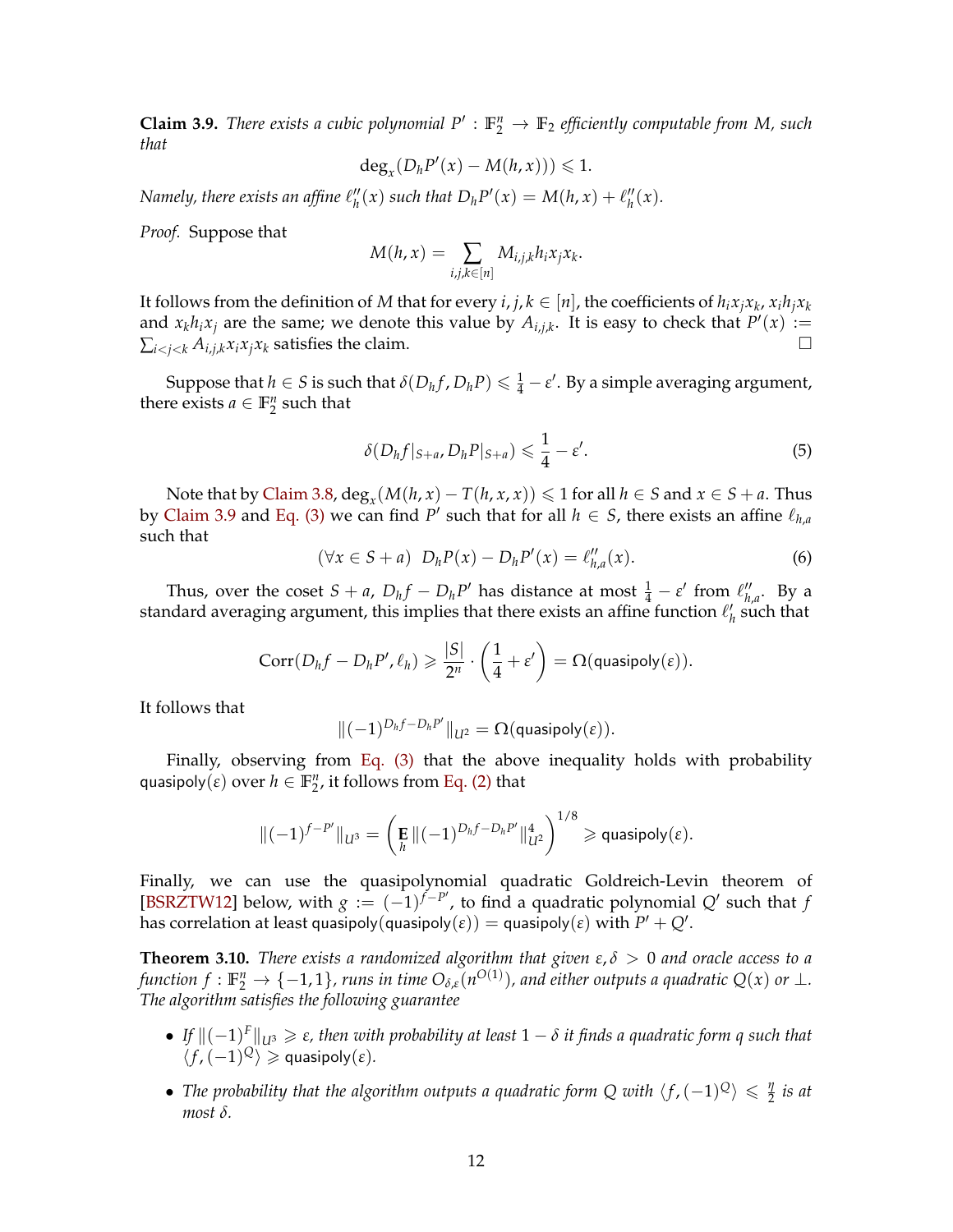**Claim 3.9.** *There exists a cubic polynomial $P' : \mathbb{F}_2^n \to \mathbb{F}_2$ efficiently computable from $M$, such that*

$$\deg_x(D_h P'(x) - M(h,x))) \leqslant 1.$$

*Namely, there exists an affine $\ell''_h(x)$ such that $D_h P'(x) = M(h,x) + \ell''_h(x)$.*

*Proof.* Suppose that

$$M(h,x) = \sum_{i,j,k \in [n]} M_{i,j,k} h_i x_j x_k.$$

It follows from the definition of $M$ that for every $i,j,k \in [n]$, the coefficients of $h_i x_j x_k$, $x_i h_j x_k$ and $x_k h_i x_j$ are the same; we denote this value by $A_{i,j,k}$. It is easy to check that $P'(x) := \sum_{i<j<k} A_{i,j,k} x_i x_j x_k$ satisfies the claim. $\square$

Suppose that $h \in S$ is such that $\delta(D_h f, D_h P) \leqslant \frac{1}{4} - \varepsilon'$. By a simple averaging argument, there exists $a \in \mathbb{F}_2^n$ such that

$$\delta(D_h f|_{S+a}, D_h P|_{S+a}) \leqslant \frac{1}{4} - \varepsilon'. \tag{5}$$

Note that by Claim 3.8, $\deg_x(M(h,x) - T(h,x,x)) \leqslant 1$ for all $h \in S$ and $x \in S + a$. Thus by Claim 3.9 and Eq. (3) we can find $P'$ such that for all $h \in S$, there exists an affine $\ell_{h,a}$ such that

$$(\forall x \in S+a) \;\; D_h P(x) - D_h P'(x) = \ell''_{h,a}(x). \tag{6}$$

Thus, over the coset $S + a$, $D_h f - D_h P'$ has distance at most $\frac{1}{4} - \varepsilon'$ from $\ell''_{h,a}$. By a standard averaging argument, this implies that there exists an affine function $\ell'_h$ such that

$$\mathrm{Corr}(D_h f - D_h P', \ell_h) \geqslant \frac{|S|}{2^n} \cdot \left(\frac{1}{4} + \varepsilon'\right) = \Omega(\mathsf{quasipoly}(\varepsilon)).$$

It follows that

$$\|(-1)^{D_h f - D_h P'}\|_{U^2} = \Omega(\mathsf{quasipoly}(\varepsilon)).$$

Finally, observing from Eq. (3) that the above inequality holds with probability $\mathsf{quasipoly}(\varepsilon)$ over $h \in \mathbb{F}_2^n$, it follows from Eq. (2) that

$$\|(-1)^{f-P'}\|_{U^3} = \left(\mathop{\mathbf{E}}_{h} \|(-1)^{D_h f - D_h P'}\|_{U^2}^4\right)^{1/8} \geqslant \mathsf{quasipoly}(\varepsilon).$$

Finally, we can use the quasipolynomial quadratic Goldreich-Levin theorem of [BSRZTW12] below, with $g := (-1)^{f-P'}$, to find a quadratic polynomial $Q'$ such that $f$ has correlation at least $\mathsf{quasipoly}(\mathsf{quasipoly}(\varepsilon)) = \mathsf{quasipoly}(\varepsilon)$ with $P' + Q'$.

**Theorem 3.10.** *There exists a randomized algorithm that given $\varepsilon, \delta > 0$ and oracle access to a function $f : \mathbb{F}_2^n \to \{-1, 1\}$, runs in time $O_{\delta,\varepsilon}(n^{O(1)})$, and either outputs a quadratic $Q(x)$ or $\perp$. The algorithm satisfies the following guarantee*

- *If $\|(-1)^F\|_{U^3} \geqslant \varepsilon$, then with probability at least $1 - \delta$ it finds a quadratic form $q$ such that $\langle f, (-1)^Q \rangle \geqslant \mathsf{quasipoly}(\varepsilon)$.*
- *The probability that the algorithm outputs a quadratic form $Q$ with $\langle f, (-1)^Q \rangle \leqslant \frac{\eta}{2}$ is at most $\delta$.*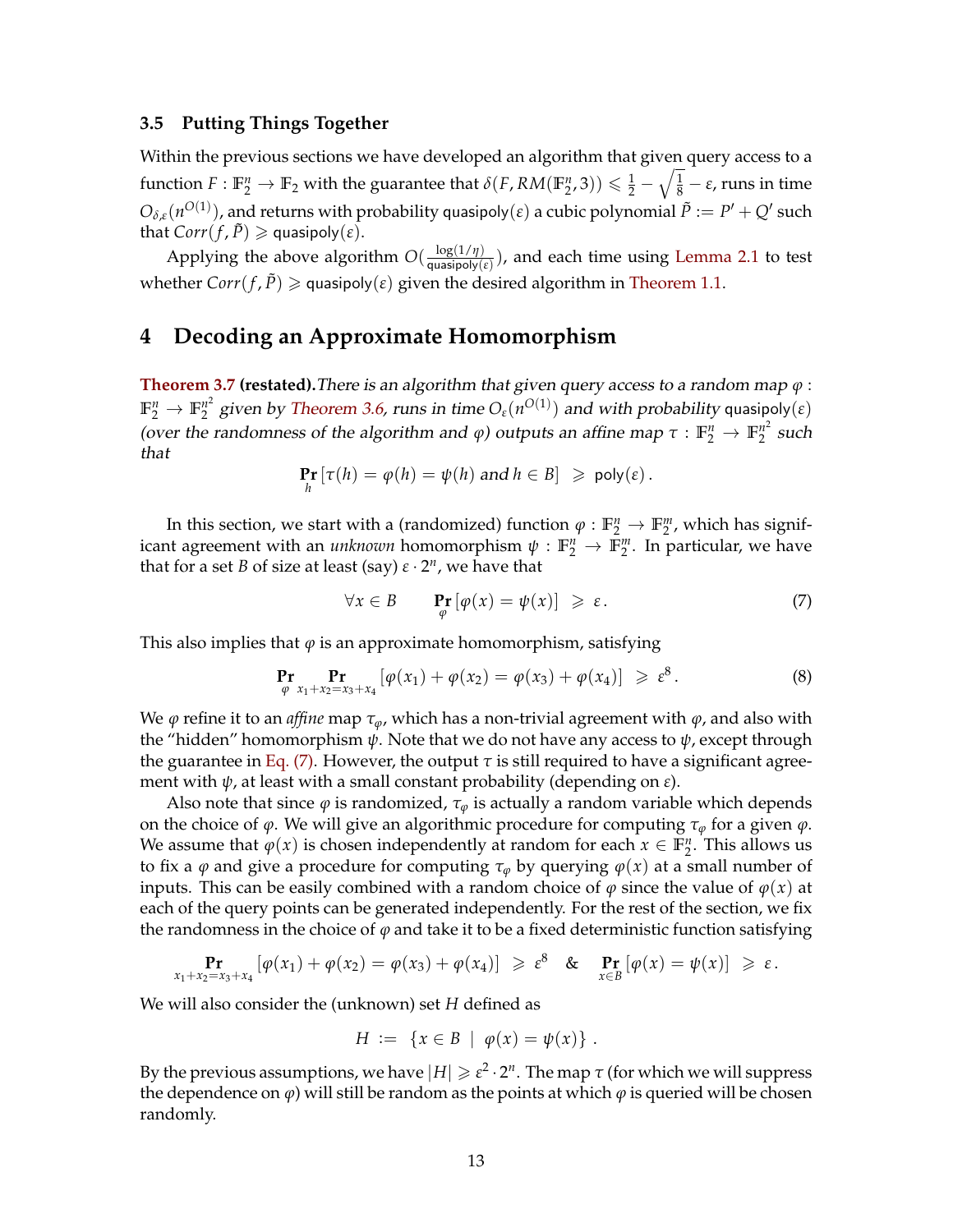### 3.5 Putting Things Together

Within the previous sections we have developed an algorithm that given query access to a function $F : \mathbb{F}_2^n \to \mathbb{F}_2$ with the guarantee that $\delta(F, RM(\mathbb{F}_2^n, 3)) \leqslant \frac{1}{2} - \sqrt{\frac{1}{8}} - \varepsilon$, runs in time $O_{\delta,\varepsilon}(n^{O(1)})$, and returns with probability $\mathsf{quasipoly}(\varepsilon)$ a cubic polynomial $\tilde{P} := P' + Q'$ such that $Corr(f, \tilde{P}) \geqslant \mathsf{quasipoly}(\varepsilon)$.

Applying the above algorithm $O(\frac{\log(1/\eta)}{\mathsf{quasipoly}(\varepsilon)})$, and each time using Lemma 2.1 to test whether $Corr(f, \tilde{P}) \geqslant \mathsf{quasipoly}(\varepsilon)$ given the desired algorithm in Theorem 1.1.

## 4 Decoding an Approximate Homomorphism

**Theorem 3.7 (restated).** *There is an algorithm that given query access to a random map $\varphi : \mathbb{F}_2^n \to \mathbb{F}_2^{n^2}$ given by Theorem 3.6, runs in time $O_\varepsilon(n^{O(1)})$ and with probability $\mathsf{quasipoly}(\varepsilon)$ (over the randomness of the algorithm and $\varphi$) outputs an affine map $\tau : \mathbb{F}_2^n \to \mathbb{F}_2^{n^2}$ such that*

$$\Pr_h [\tau(h) = \varphi(h) = \psi(h) \text{ and } h \in B] \;\geqslant\; \mathsf{poly}(\varepsilon)\,.$$

In this section, we start with a (randomized) function $\varphi : \mathbb{F}_2^n \to \mathbb{F}_2^m$, which has significant agreement with an *unknown* homomorphism $\psi : \mathbb{F}_2^n \to \mathbb{F}_2^m$. In particular, we have that for a set $B$ of size at least (say) $\varepsilon \cdot 2^n$, we have that

$$\forall x \in B \qquad \Pr_\varphi [\varphi(x) = \psi(x)] \;\geqslant\; \varepsilon\,. \tag{7}$$

This also implies that $\varphi$ is an approximate homomorphism, satisfying

$$\Pr_\varphi \Pr_{x_1+x_2=x_3+x_4} [\varphi(x_1) + \varphi(x_2) = \varphi(x_3) + \varphi(x_4)] \;\geqslant\; \varepsilon^8\,. \tag{8}$$

We $\varphi$ refine it to an *affine* map $\tau_\varphi$, which has a non-trivial agreement with $\varphi$, and also with the "hidden" homomorphism $\psi$. Note that we do not have any access to $\psi$, except through the guarantee in Eq. (7). However, the output $\tau$ is still required to have a significant agreement with $\psi$, at least with a small constant probability (depending on $\varepsilon$).

Also note that since $\varphi$ is randomized, $\tau_\varphi$ is actually a random variable which depends on the choice of $\varphi$. We will give an algorithmic procedure for computing $\tau_\varphi$ for a given $\varphi$. We assume that $\varphi(x)$ is chosen independently at random for each $x \in \mathbb{F}_2^n$. This allows us to fix a $\varphi$ and give a procedure for computing $\tau_\varphi$ by querying $\varphi(x)$ at a small number of inputs. This can be easily combined with a random choice of $\varphi$ since the value of $\varphi(x)$ at each of the query points can be generated independently. For the rest of the section, we fix the randomness in the choice of $\varphi$ and take it to be a fixed deterministic function satisfying

$$\Pr_{x_1+x_2=x_3+x_4} [\varphi(x_1) + \varphi(x_2) = \varphi(x_3) + \varphi(x_4)] \;\geqslant\; \varepsilon^8 \quad \& \quad \Pr_{x \in B} [\varphi(x) = \psi(x)] \;\geqslant\; \varepsilon\,.$$

We will also consider the (unknown) set $H$ defined as

$$H \;:=\; \{x \in B \;\mid\; \varphi(x) = \psi(x)\}\,.$$

By the previous assumptions, we have $|H| \geqslant \varepsilon^2 \cdot 2^n$. The map $\tau$ (for which we will suppress the dependence on $\varphi$) will still be random as the points at which $\varphi$ is queried will be chosen randomly.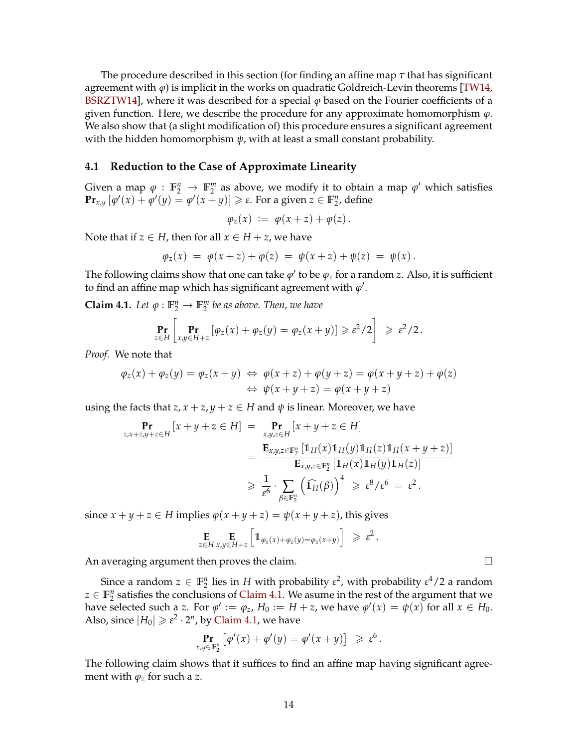The procedure described in this section (for finding an affine map $\tau$ that has significant agreement with $\varphi$) is implicit in the works on quadratic Goldreich-Levin theorems [TW14, BSRZTW14], where it was described for a special $\varphi$ based on the Fourier coefficients of a given function. Here, we describe the procedure for any approximate homomorphism $\varphi$. We also show that (a slight modification of) this procedure ensures a significant agreement with the hidden homomorphism $\psi$, with at least a small constant probability.

### 4.1 Reduction to the Case of Approximate Linearity

Given a map $\varphi : \mathbb{F}_2^n \to \mathbb{F}_2^m$ as above, we modify it to obtain a map $\varphi'$ which satisfies $\mathbf{Pr}_{x,y}[\varphi'(x) + \varphi'(y) = \varphi'(x+y)] \geqslant \varepsilon$. For a given $z \in \mathbb{F}_2^n$, define

$$\varphi_z(x) := \varphi(x+z) + \varphi(z).$$

Note that if $z \in H$, then for all $x \in H + z$, we have

$$\varphi_z(x) = \varphi(x+z) + \varphi(z) = \psi(x+z) + \psi(z) = \psi(x).$$

The following claims show that one can take $\varphi'$ to be $\varphi_z$ for a random $z$. Also, it is sufficient to find an affine map which has significant agreement with $\varphi'$.

**Claim 4.1.** *Let $\varphi : \mathbb{F}_2^n \to \mathbb{F}_2^m$ be as above. Then, we have*

$$\mathop{\mathbf{Pr}}_{z\in H}\left[\mathop{\mathbf{Pr}}_{x,y\in H+z}[\varphi_z(x) + \varphi_z(y) = \varphi_z(x+y)] \geqslant \varepsilon^2/2\right] \geqslant \varepsilon^2/2.$$

*Proof.* We note that

$$\begin{aligned}
\varphi_z(x) + \varphi_z(y) = \varphi_z(x+y) &\Leftrightarrow \varphi(x+z) + \varphi(y+z) = \varphi(x+y+z) + \varphi(z) \\
&\Leftrightarrow \psi(x+y+z) = \varphi(x+y+z)
\end{aligned}$$

using the facts that $z, x+z, y+z \in H$ and $\psi$ is linear. Moreover, we have

$$\begin{aligned}
\mathop{\mathbf{Pr}}_{z,x+z,y+z\in H}[x+y+z \in H] &= \mathop{\mathbf{Pr}}_{x,y,z\in H}[x+y+z \in H] \\
&= \frac{\mathbf{E}_{x,y,z\in\mathbb{F}_2^n}[\mathbb{1}_H(x)\mathbb{1}_H(y)\mathbb{1}_H(z)\mathbb{1}_H(x+y+z)]}{\mathbf{E}_{x,y,z\in\mathbb{F}_2^n}[\mathbb{1}_H(x)\mathbb{1}_H(y)\mathbb{1}_H(z)]} \\
&\geqslant \frac{1}{\varepsilon^6}\cdot\sum_{\beta\in\mathbb{F}_2^n}\left(\widehat{\mathbb{1}_H}(\beta)\right)^4 \geqslant \varepsilon^8/\varepsilon^6 = \varepsilon^2.
\end{aligned}$$

since $x+y+z \in H$ implies $\varphi(x+y+z) = \psi(x+y+z)$, this gives

$$\mathop{\mathbf{E}}_{z\in H}\mathop{\mathbf{E}}_{x,y\in H+z}\left[\mathbb{1}_{\varphi_z(x)+\varphi_z(y)=\varphi_z(x+y)}\right] \geqslant \varepsilon^2.$$

An averaging argument then proves the claim. ∎

Since a random $z \in \mathbb{F}_2^n$ lies in $H$ with probability $\varepsilon^2$, with probability $\varepsilon^4/2$ a random $z \in \mathbb{F}_2^n$ satisfies the conclusions of Claim 4.1. We asume in the rest of the argument that we have selected such a $z$. For $\varphi' := \varphi_z$, $H_0 := H + z$, we have $\varphi'(x) = \psi(x)$ for all $x \in H_0$. Also, since $|H_0| \geqslant \varepsilon^2 \cdot 2^n$, by Claim 4.1, we have

$$\mathop{\mathbf{Pr}}_{x,y\in\mathbb{F}_2^n}\left[\varphi'(x) + \varphi'(y) = \varphi'(x+y)\right] \geqslant \varepsilon^6.$$

The following claim shows that it suffices to find an affine map having significant agreement with $\varphi_z$ for such a $z$.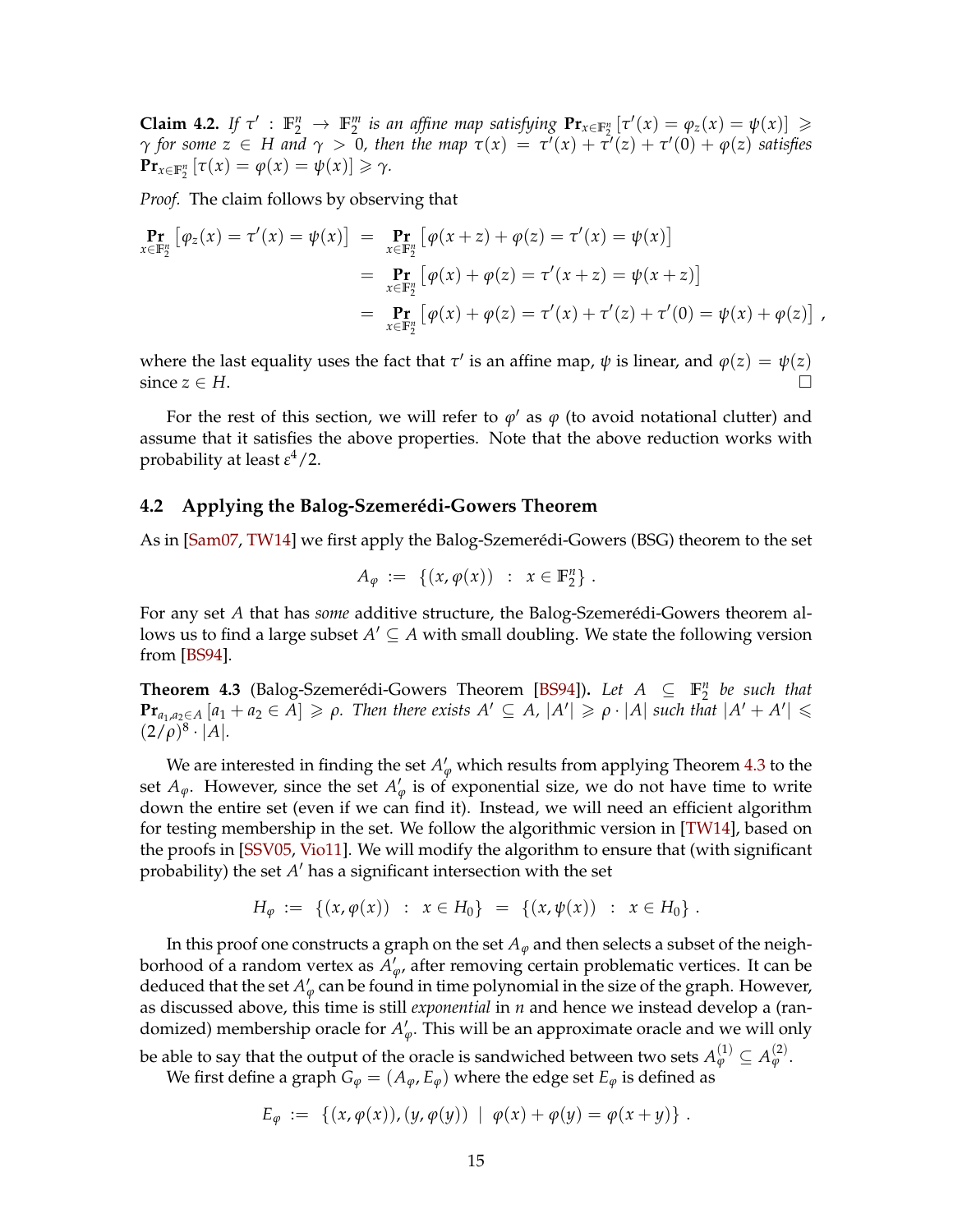**Claim 4.2.** *If $\tau' : \mathbb{F}_2^n \to \mathbb{F}_2^m$ is an affine map satisfying $\mathbf{Pr}_{x \in \mathbb{F}_2^n}[\tau'(x) = \varphi_z(x) = \psi(x)] \geqslant \gamma$ for some $z \in H$ and $\gamma > 0$, then the map $\tau(x) = \tau'(x) + \tau'(z) + \tau'(0) + \varphi(z)$ satisfies $\mathbf{Pr}_{x \in \mathbb{F}_2^n}[\tau(x) = \varphi(x) = \psi(x)] \geqslant \gamma$.*

*Proof.* The claim follows by observing that

$$
\begin{aligned}
\mathop{\mathbf{Pr}}_{x \in \mathbb{F}_2^n}\left[\varphi_z(x) = \tau'(x) = \psi(x)\right] &= \mathop{\mathbf{Pr}}_{x \in \mathbb{F}_2^n}\left[\varphi(x+z) + \varphi(z) = \tau'(x) = \psi(x)\right] \\
&= \mathop{\mathbf{Pr}}_{x \in \mathbb{F}_2^n}\left[\varphi(x) + \varphi(z) = \tau'(x+z) = \psi(x+z)\right] \\
&= \mathop{\mathbf{Pr}}_{x \in \mathbb{F}_2^n}\left[\varphi(x) + \varphi(z) = \tau'(x) + \tau'(z) + \tau'(0) = \psi(x) + \varphi(z)\right] ,
\end{aligned}
$$

where the last equality uses the fact that $\tau'$ is an affine map, $\psi$ is linear, and $\varphi(z) = \psi(z)$ since $z \in H$. □

For the rest of this section, we will refer to $\varphi'$ as $\varphi$ (to avoid notational clutter) and assume that it satisfies the above properties. Note that the above reduction works with probability at least $\varepsilon^4/2$.

## 4.2 Applying the Balog-Szemerédi-Gowers Theorem

As in [Sam07, TW14] we first apply the Balog-Szemerédi-Gowers (BSG) theorem to the set

$$
A_\varphi := \{(x, \varphi(x)) \ : \ x \in \mathbb{F}_2^n\} .
$$

For any set $A$ that has *some* additive structure, the Balog-Szemerédi-Gowers theorem allows us to find a large subset $A' \subseteq A$ with small doubling. We state the following version from [BS94].

**Theorem 4.3** (Balog-Szemerédi-Gowers Theorem [BS94])**.** *Let $A \subseteq \mathbb{F}_2^n$ be such that $\mathbf{Pr}_{a_1, a_2 \in A}[a_1 + a_2 \in A] \geqslant \rho$. Then there exists $A' \subseteq A$, $|A'| \geqslant \rho \cdot |A|$ such that $|A' + A'| \leqslant (2/\rho)^8 \cdot |A|$.*

We are interested in finding the set $A'_\varphi$ which results from applying Theorem 4.3 to the set $A_\varphi$. However, since the set $A'_\varphi$ is of exponential size, we do not have time to write down the entire set (even if we can find it). Instead, we will need an efficient algorithm for testing membership in the set. We follow the algorithmic version in [TW14], based on the proofs in [SSV05, Vio11]. We will modify the algorithm to ensure that (with significant probability) the set $A'$ has a significant intersection with the set

$$
H_\varphi := \{(x, \varphi(x)) \ : \ x \in H_0\} = \{(x, \psi(x)) \ : \ x \in H_0\} .
$$

In this proof one constructs a graph on the set $A_\varphi$ and then selects a subset of the neighborhood of a random vertex as $A'_\varphi$, after removing certain problematic vertices. It can be deduced that the set $A'_\varphi$ can be found in time polynomial in the size of the graph. However, as discussed above, this time is still *exponential* in $n$ and hence we instead develop a (randomized) membership oracle for $A'_\varphi$. This will be an approximate oracle and we will only be able to say that the output of the oracle is sandwiched between two sets $A_\varphi^{(1)} \subseteq A_\varphi^{(2)}$.

We first define a graph $G_\varphi = (A_\varphi, E_\varphi)$ where the edge set $E_\varphi$ is defined as

$$
E_\varphi := \{(x, \varphi(x)), (y, \varphi(y)) \ | \ \varphi(x) + \varphi(y) = \varphi(x+y)\} .
$$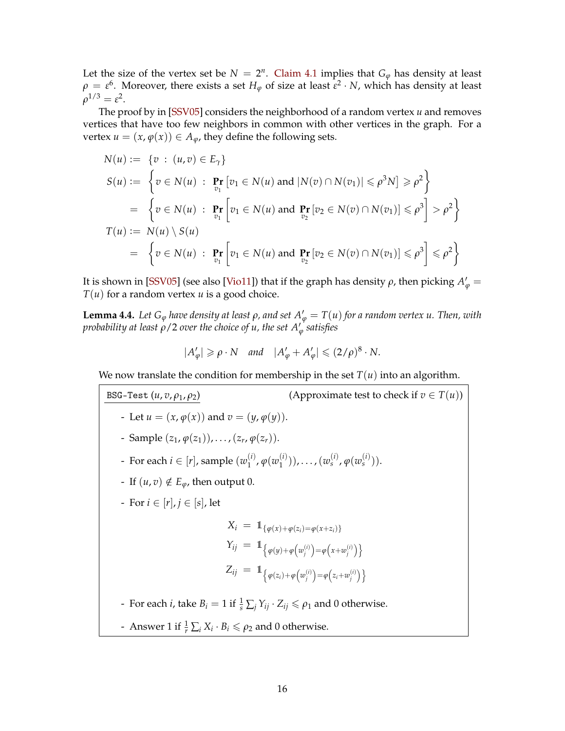Let the size of the vertex set be $N = 2^n$. Claim 4.1 implies that $G_\varphi$ has density at least $\rho = \varepsilon^6$. Moreover, there exists a set $H_\varphi$ of size at least $\varepsilon^2 \cdot N$, which has density at least $\rho^{1/3} = \varepsilon^2$.

The proof by in [SSV05] considers the neighborhood of a random vertex $u$ and removes vertices that have too few neighbors in common with other vertices in the graph. For a vertex $u = (x, \varphi(x)) \in A_\varphi$, they define the following sets.

$$
\begin{aligned}
N(u) &:= \{v \;:\; (u,v) \in E_\gamma\} \\
S(u) &:= \left\{ v \in N(u) \;:\; \Pr_{v_1}\left[v_1 \in N(u) \text{ and } |N(v) \cap N(v_1)| \leqslant \rho^3 N\right] \geqslant \rho^2 \right\} \\
&= \left\{ v \in N(u) \;:\; \Pr_{v_1}\left[v_1 \in N(u) \text{ and } \Pr_{v_2}\left[v_2 \in N(v) \cap N(v_1)\right] \leqslant \rho^3\right] > \rho^2 \right\} \\
T(u) &:= N(u) \setminus S(u) \\
&= \left\{ v \in N(u) \;:\; \Pr_{v_1}\left[v_1 \in N(u) \text{ and } \Pr_{v_2}\left[v_2 \in N(v) \cap N(v_1)\right] \leqslant \rho^3\right] \leqslant \rho^2 \right\}
\end{aligned}
$$

It is shown in [SSV05] (see also [Vio11]) that if the graph has density $\rho$, then picking $A'_\varphi = T(u)$ for a random vertex $u$ is a good choice.

**Lemma 4.4.** *Let $G_\varphi$ have density at least $\rho$, and set $A'_\varphi = T(u)$ for a random vertex $u$. Then, with probability at least $\rho/2$ over the choice of $u$, the set $A'_\varphi$ satisfies*

$$
|A'_\varphi| \geqslant \rho \cdot N \quad \text{and} \quad |A'_\varphi + A'_\varphi| \leqslant (2/\rho)^8 \cdot N.
$$

We now translate the condition for membership in the set $T(u)$ into an algorithm.

---

`BSG-Test` $(u, v, \rho_1, \rho_2)$ (Approximate test to check if $v \in T(u)$)

- Let $u = (x, \varphi(x))$ and $v = (y, \varphi(y))$.
- Sample $(z_1, \varphi(z_1)), \ldots, (z_r, \varphi(z_r))$.
- For each $i \in [r]$, sample $(w_1^{(i)}, \varphi(w_1^{(i)})), \ldots, (w_s^{(i)}, \varphi(w_s^{(i)}))$.
- If $(u, v) \notin E_\varphi$, then output 0.
- For $i \in [r], j \in [s]$, let

$$
\begin{aligned}
X_i &= \mathbb{1}_{\{\varphi(x) + \varphi(z_i) = \varphi(x + z_i)\}} \\
Y_{ij} &= \mathbb{1}_{\left\{\varphi(y) + \varphi\left(w_j^{(i)}\right) = \varphi\left(x + w_j^{(i)}\right)\right\}} \\
Z_{ij} &= \mathbb{1}_{\left\{\varphi(z_i) + \varphi\left(w_j^{(i)}\right) = \varphi\left(z_i + w_j^{(i)}\right)\right\}}
\end{aligned}
$$

- For each $i$, take $B_i = 1$ if $\frac{1}{s}\sum_j Y_{ij} \cdot Z_{ij} \leqslant \rho_1$ and 0 otherwise.
- Answer 1 if $\frac{1}{r}\sum_i X_i \cdot B_i \leqslant \rho_2$ and 0 otherwise.

---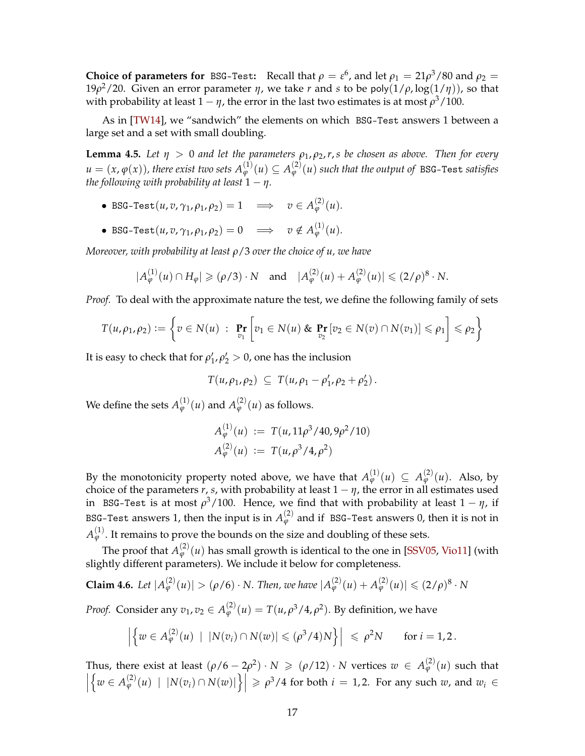**Choice of parameters for** `BSG-Test`**:** Recall that $\rho = \varepsilon^6$, and let $\rho_1 = 21\rho^3/80$ and $\rho_2 = 19\rho^2/20$. Given an error parameter $\eta$, we take $r$ and $s$ to be $\mathsf{poly}(1/\rho, \log(1/\eta))$, so that with probability at least $1-\eta$, the error in the last two estimates is at most $\rho^3/100$.

As in [TW14], we "sandwich" the elements on which `BSG-Test` answers 1 between a large set and a set with small doubling.

**Lemma 4.5.** *Let $\eta > 0$ and let the parameters $\rho_1, \rho_2, r, s$ be chosen as above. Then for every $u = (x, \varphi(x))$, there exist two sets $A^{(1)}_\varphi(u) \subseteq A^{(2)}_\varphi(u)$ such that the output of* `BSG-Test` *satisfies the following with probability at least $1-\eta$.*

- `BSG-Test`$(u, v, \gamma_1, \rho_1, \rho_2) = 1 \quad \Longrightarrow \quad v \in A^{(2)}_\varphi(u)$.
- `BSG-Test`$(u, v, \gamma_1, \rho_1, \rho_2) = 0 \quad \Longrightarrow \quad v \notin A^{(1)}_\varphi(u)$.

*Moreover, with probability at least $\rho/3$ over the choice of $u$, we have*

$$|A^{(1)}_\varphi(u) \cap H_\varphi| \geqslant (\rho/3)\cdot N \quad \text{and} \quad |A^{(2)}_\varphi(u) + A^{(2)}_\varphi(u)| \leqslant (2/\rho)^8 \cdot N.$$

*Proof.* To deal with the approximate nature the test, we define the following family of sets

$$T(u, \rho_1, \rho_2) := \left\{ v \in N(u) \;:\; \Pr_{v_1}\left[ v_1 \in N(u) \;\&\; \Pr_{v_2}\left[v_2 \in N(v) \cap N(v_1)\right] \leqslant \rho_1 \right] \leqslant \rho_2 \right\}$$

It is easy to check that for $\rho_1', \rho_2' > 0$, one has the inclusion

$$T(u, \rho_1, \rho_2) \;\subseteq\; T(u, \rho_1 - \rho_1', \rho_2 + \rho_2').$$

We define the sets $A^{(1)}_\varphi(u)$ and $A^{(2)}_\varphi(u)$ as follows.

$$\begin{aligned} A^{(1)}_\varphi(u) &:= T(u, 11\rho^3/40, 9\rho^2/10) \\ A^{(2)}_\varphi(u) &:= T(u, \rho^3/4, \rho^2) \end{aligned}$$

By the monotonicity property noted above, we have that $A^{(1)}_\varphi(u) \subseteq A^{(2)}_\varphi(u)$. Also, by choice of the parameters $r, s$, with probability at least $1-\eta$, the error in all estimates used in `BSG-Test` is at most $\rho^3/100$. Hence, we find that with probability at least $1-\eta$, if `BSG-Test` answers 1, then the input is in $A^{(2)}_\varphi$ and if `BSG-Test` answers 0, then it is not in $A^{(1)}_\varphi$. It remains to prove the bounds on the size and doubling of these sets.

The proof that $A^{(2)}_\varphi(u)$ has small growth is identical to the one in [SSV05, Vio11] (with slightly different parameters). We include it below for completeness.

**Claim 4.6.** *Let $|A^{(2)}_\varphi(u)| > (\rho/6)\cdot N$. Then, we have $|A^{(2)}_\varphi(u) + A^{(2)}_\varphi(u)| \leqslant (2/\rho)^8 \cdot N$*

*Proof.* Consider any $v_1, v_2 \in A^{(2)}_\varphi(u) = T(u, \rho^3/4, \rho^2)$. By definition, we have

$$\left| \left\{ w \in A^{(2)}_\varphi(u) \;\mid\; |N(v_i) \cap N(w)| \leqslant (\rho^3/4)N \right\} \right| \;\leqslant\; \rho^2 N \qquad \text{for } i = 1, 2.$$

Thus, there exist at least $(\rho/6 - 2\rho^2)\cdot N \geqslant (\rho/12)\cdot N$ vertices $w \in A^{(2)}_\varphi(u)$ such that $\left|\left\{ w \in A^{(2)}_\varphi(u) \;\mid\; |N(v_i) \cap N(w)| \right\}\right| \geqslant \rho^3/4$ for both $i = 1, 2$. For any such $w$, and $w_i \in$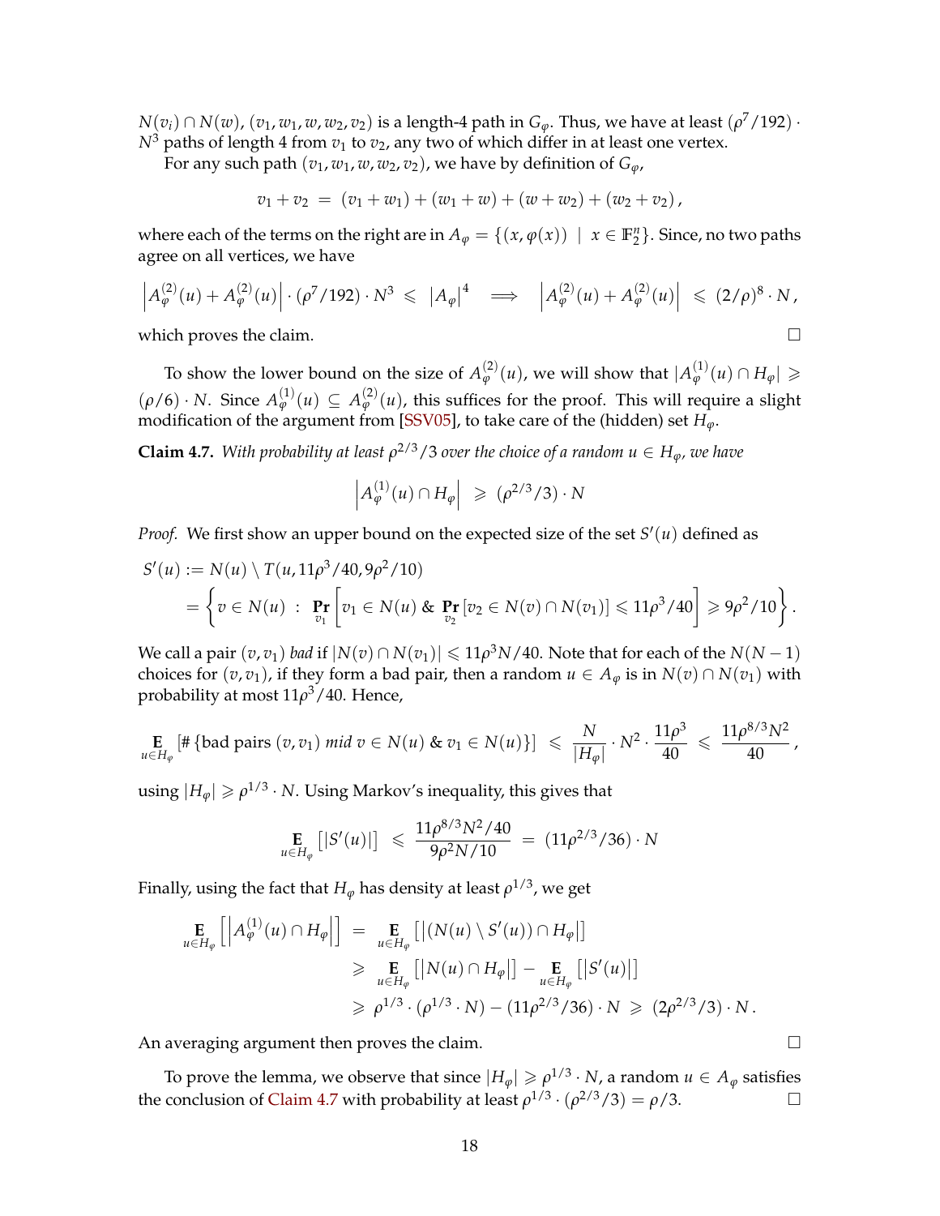$N(v_i) \cap N(w)$, $(v_1, w_1, w, w_2, v_2)$ is a length-4 path in $G_\varphi$. Thus, we have at least $(\rho^7/192) \cdot N^3$ paths of length 4 from $v_1$ to $v_2$, any two of which differ in at least one vertex.

For any such path $(v_1, w_1, w, w_2, v_2)$, we have by definition of $G_\varphi$,

$$v_1 + v_2 \;=\; (v_1 + w_1) + (w_1 + w) + (w + w_2) + (w_2 + v_2)\,,$$

where each of the terms on the right are in $A_\varphi = \{(x, \varphi(x)) \;\mid\; x \in \mathbb{F}_2^n\}$. Since, no two paths agree on all vertices, we have

$$\left|A_\varphi^{(2)}(u) + A_\varphi^{(2)}(u)\right| \cdot (\rho^7/192) \cdot N^3 \;\leqslant\; \left|A_\varphi\right|^4 \quad\Longrightarrow\quad \left|A_\varphi^{(2)}(u) + A_\varphi^{(2)}(u)\right| \;\leqslant\; (2/\rho)^8 \cdot N\,,$$

which proves the claim. ☐

To show the lower bound on the size of $A_\varphi^{(2)}(u)$, we will show that $|A_\varphi^{(1)}(u) \cap H_\varphi| \geqslant (\rho/6) \cdot N$. Since $A_\varphi^{(1)}(u) \subseteq A_\varphi^{(2)}(u)$, this suffices for the proof. This will require a slight modification of the argument from [SSV05], to take care of the (hidden) set $H_\varphi$.

**Claim 4.7.** *With probability at least $\rho^{2/3}/3$ over the choice of a random $u \in H_\varphi$, we have*

$$\left|A_\varphi^{(1)}(u) \cap H_\varphi\right| \;\geqslant\; (\rho^{2/3}/3) \cdot N$$

*Proof.* We first show an upper bound on the expected size of the set $S'(u)$ defined as

$$\begin{aligned}
S'(u) &:= N(u) \setminus T(u, 11\rho^3/40, 9\rho^2/10) \\
&= \left\{ v \in N(u) \;:\; \Pr_{v_1}\left[ v_1 \in N(u) \;\&\; \Pr_{v_2}\left[v_2 \in N(v) \cap N(v_1)\right] \leqslant 11\rho^3/40 \right] \geqslant 9\rho^2/10 \right\}.
\end{aligned}$$

We call a pair $(v, v_1)$ *bad* if $|N(v) \cap N(v_1)| \leqslant 11\rho^3 N/40$. Note that for each of the $N(N-1)$ choices for $(v, v_1)$, if they form a bad pair, then a random $u \in A_\varphi$ is in $N(v) \cap N(v_1)$ with probability at most $11\rho^3/40$. Hence,

$$\mathop{\mathbf{E}}_{u \in H_\varphi}\left[\#\left\{\text{bad pairs } (v, v_1) \textit{ mid } v \in N(u) \;\&\; v_1 \in N(u)\right\}\right] \;\leqslant\; \frac{N}{|H_\varphi|} \cdot N^2 \cdot \frac{11\rho^3}{40} \;\leqslant\; \frac{11\rho^{8/3}N^2}{40}\,,$$

using $|H_\varphi| \geqslant \rho^{1/3} \cdot N$. Using Markov's inequality, this gives that

$$\mathop{\mathbf{E}}_{u \in H_\varphi}\left[|S'(u)|\right] \;\leqslant\; \frac{11\rho^{8/3}N^2/40}{9\rho^2 N/10} \;=\; (11\rho^{2/3}/36) \cdot N$$

Finally, using the fact that $H_\varphi$ has density at least $\rho^{1/3}$, we get

$$\begin{aligned}
\mathop{\mathbf{E}}_{u \in H_\varphi}\left[\left|A_\varphi^{(1)}(u) \cap H_\varphi\right|\right] &= \mathop{\mathbf{E}}_{u \in H_\varphi}\left[\left|(N(u) \setminus S'(u)) \cap H_\varphi\right|\right] \\
&\geqslant \mathop{\mathbf{E}}_{u \in H_\varphi}\left[\left|N(u) \cap H_\varphi\right|\right] - \mathop{\mathbf{E}}_{u \in H_\varphi}\left[\left|S'(u)\right|\right] \\
&\geqslant \rho^{1/3} \cdot (\rho^{1/3} \cdot N) - (11\rho^{2/3}/36) \cdot N \;\geqslant\; (2\rho^{2/3}/3) \cdot N\,.
\end{aligned}$$

An averaging argument then proves the claim. ☐

To prove the lemma, we observe that since $|H_\varphi| \geqslant \rho^{1/3} \cdot N$, a random $u \in A_\varphi$ satisfies the conclusion of Claim 4.7 with probability at least $\rho^{1/3} \cdot (\rho^{2/3}/3) = \rho/3$. ☐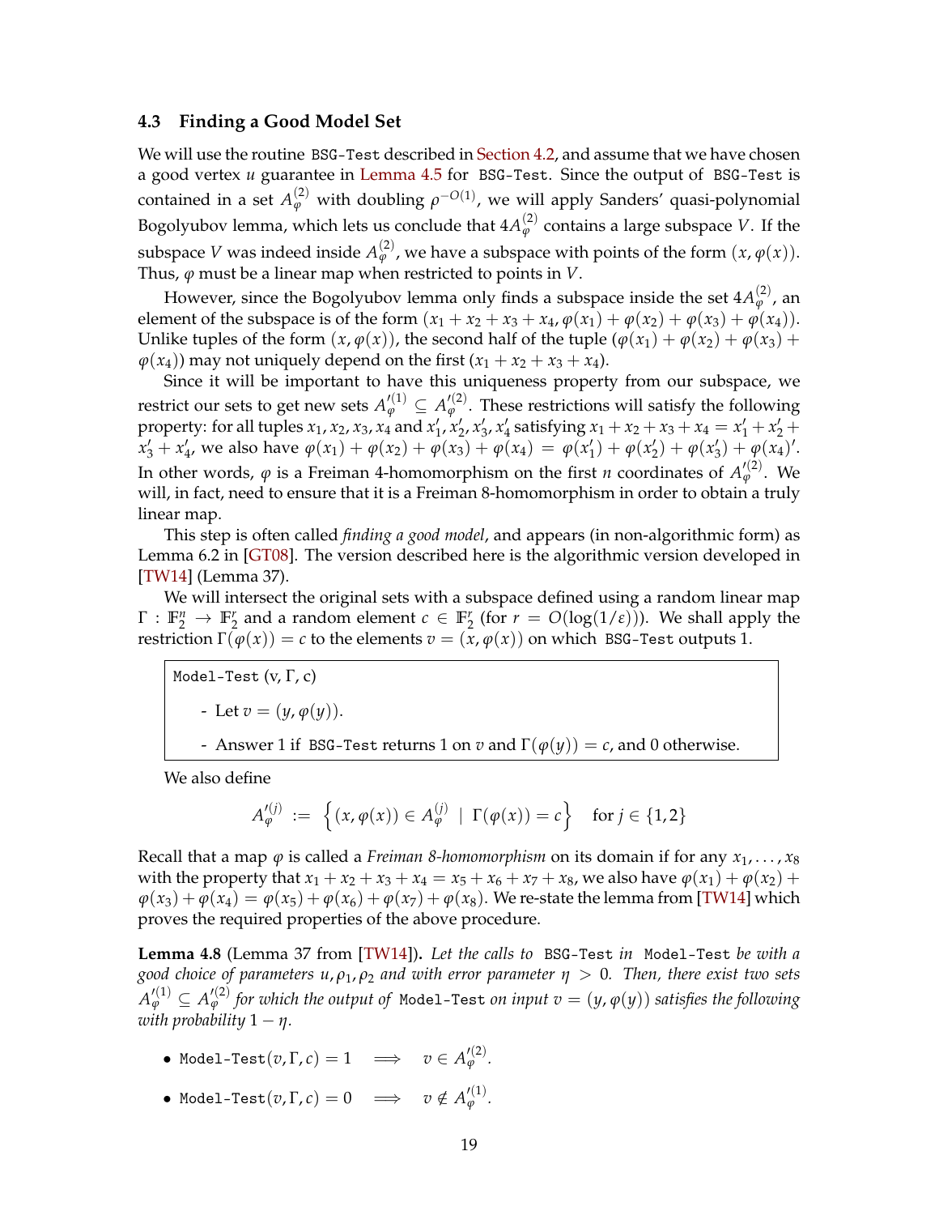### 4.3 Finding a Good Model Set

We will use the routine `BSG-Test` described in Section 4.2, and assume that we have chosen a good vertex $u$ guarantee in Lemma 4.5 for `BSG-Test`. Since the output of `BSG-Test` is contained in a set $A_\varphi^{(2)}$ with doubling $\rho^{-O(1)}$, we will apply Sanders' quasi-polynomial Bogolyubov lemma, which lets us conclude that $4A_\varphi^{(2)}$ contains a large subspace $V$. If the subspace $V$ was indeed inside $A_\varphi^{(2)}$, we have a subspace with points of the form $(x, \varphi(x))$. Thus, $\varphi$ must be a linear map when restricted to points in $V$.

However, since the Bogolyubov lemma only finds a subspace inside the set $4A_\varphi^{(2)}$, an element of the subspace is of the form $(x_1 + x_2 + x_3 + x_4, \varphi(x_1) + \varphi(x_2) + \varphi(x_3) + \varphi(x_4))$. Unlike tuples of the form $(x, \varphi(x))$, the second half of the tuple $(\varphi(x_1) + \varphi(x_2) + \varphi(x_3) + \varphi(x_4))$ may not uniquely depend on the first $(x_1 + x_2 + x_3 + x_4)$.

Since it will be important to have this uniqueness property from our subspace, we restrict our sets to get new sets $A_\varphi'^{(1)} \subseteq A_\varphi'^{(2)}$. These restrictions will satisfy the following property: for all tuples $x_1, x_2, x_3, x_4$ and $x_1', x_2', x_3', x_4'$ satisfying $x_1 + x_2 + x_3 + x_4 = x_1' + x_2' + x_3' + x_4'$, we also have $\varphi(x_1) + \varphi(x_2) + \varphi(x_3) + \varphi(x_4) = \varphi(x_1') + \varphi(x_2') + \varphi(x_3') + \varphi(x_4)'$. In other words, $\varphi$ is a Freiman 4-homomorphism on the first $n$ coordinates of $A_\varphi'^{(2)}$. We will, in fact, need to ensure that it is a Freiman 8-homomorphism in order to obtain a truly linear map.

This step is often called *finding a good model*, and appears (in non-algorithmic form) as Lemma 6.2 in [GT08]. The version described here is the algorithmic version developed in [TW14] (Lemma 37).

We will intersect the original sets with a subspace defined using a random linear map $\Gamma : \mathbb{F}_2^n \to \mathbb{F}_2^r$ and a random element $c \in \mathbb{F}_2^r$ (for $r = O(\log(1/\varepsilon))$). We shall apply the restriction $\Gamma(\varphi(x)) = c$ to the elements $v = (x, \varphi(x))$ on which `BSG-Test` outputs 1.

> `Model-Test` $(v, \Gamma, c)$
>
> - Let $v = (y, \varphi(y))$.
> - Answer 1 if `BSG-Test` returns 1 on $v$ and $\Gamma(\varphi(y)) = c$, and 0 otherwise.

We also define

$$A_\varphi'^{(j)} := \left\{ (x, \varphi(x)) \in A_\varphi^{(j)} \mid \Gamma(\varphi(x)) = c \right\} \quad \text{for } j \in \{1, 2\}$$

Recall that a map $\varphi$ is called a *Freiman 8-homomorphism* on its domain if for any $x_1, \ldots, x_8$ with the property that $x_1 + x_2 + x_3 + x_4 = x_5 + x_6 + x_7 + x_8$, we also have $\varphi(x_1) + \varphi(x_2) + \varphi(x_3) + \varphi(x_4) = \varphi(x_5) + \varphi(x_6) + \varphi(x_7) + \varphi(x_8)$. We re-state the lemma from [TW14] which proves the required properties of the above procedure.

**Lemma 4.8** (Lemma 37 from [TW14])**.** *Let the calls to* `BSG-Test` *in* `Model-Test` *be with a good choice of parameters $u, \rho_1, \rho_2$ and with error parameter $\eta > 0$. Then, there exist two sets $A_\varphi'^{(1)} \subseteq A_\varphi'^{(2)}$ for which the output of* `Model-Test` *on input $v = (y, \varphi(y))$ satisfies the following with probability $1 - \eta$.*

- `Model-Test`$(v, \Gamma, c) = 1 \implies v \in A_\varphi'^{(2)}$.
- `Model-Test`$(v, \Gamma, c) = 0 \implies v \notin A_\varphi'^{(1)}$.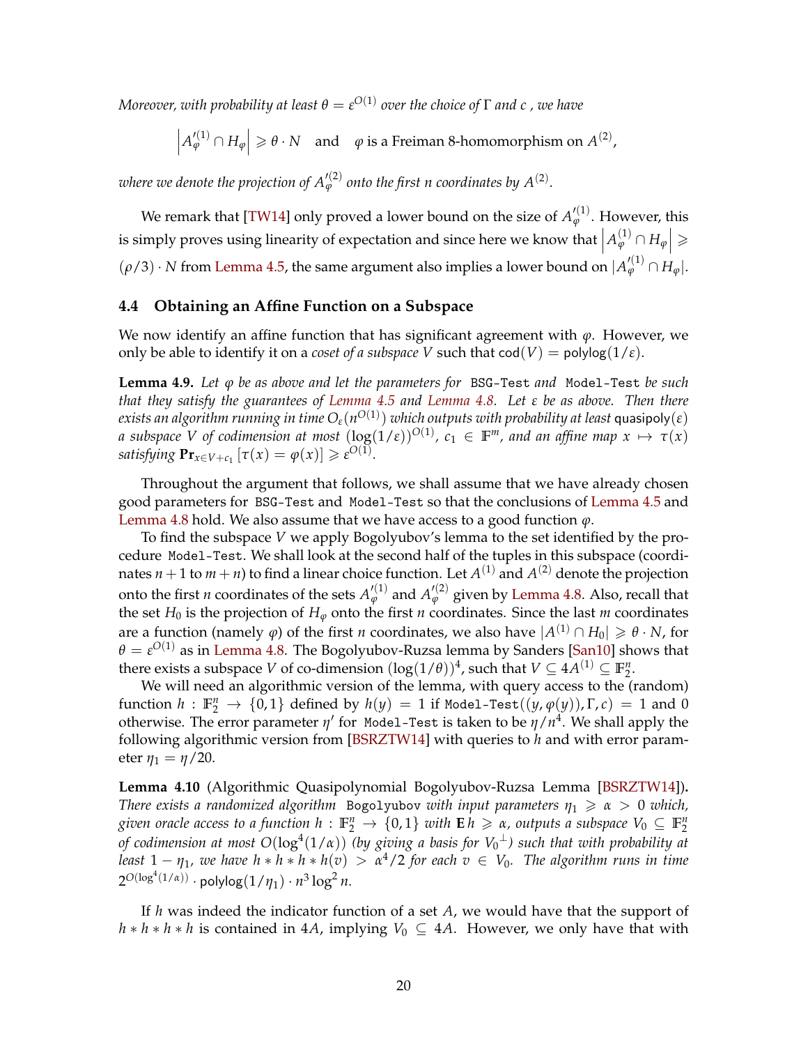*Moreover, with probability at least $\theta = \varepsilon^{O(1)}$ over the choice of $\Gamma$ and $c$ , we have*

$$\left|A'^{(1)}_{\varphi} \cap H_{\varphi}\right| \geqslant \theta \cdot N \quad \text{and} \quad \varphi \text{ is a Freiman 8-homomorphism on } A^{(2)},$$

*where we denote the projection of $A'^{(2)}_{\varphi}$ onto the first $n$ coordinates by $A^{(2)}$.*

We remark that [TW14] only proved a lower bound on the size of $A'^{(1)}_{\varphi}$. However, this is simply proves using linearity of expectation and since here we know that $\left|A^{(1)}_{\varphi} \cap H_{\varphi}\right| \geqslant (\rho/3) \cdot N$ from Lemma 4.5, the same argument also implies a lower bound on $|A'^{(1)}_{\varphi} \cap H_{\varphi}|$.

### 4.4 Obtaining an Affine Function on a Subspace

We now identify an affine function that has significant agreement with $\varphi$. However, we only be able to identify it on a *coset of a subspace* $V$ such that $\mathsf{cod}(V) = \mathsf{polylog}(1/\varepsilon)$.

**Lemma 4.9.** *Let $\varphi$ be as above and let the parameters for* `BSG-Test` *and* `Model-Test` *be such that they satisfy the guarantees of Lemma 4.5 and Lemma 4.8. Let $\varepsilon$ be as above. Then there exists an algorithm running in time $O_{\varepsilon}(n^{O(1)})$ which outputs with probability at least $\mathsf{quasipoly}(\varepsilon)$ a subspace $V$ of codimension at most $(\log(1/\varepsilon))^{O(1)}$, $c_1 \in \mathbb{F}^m$, and an affine map $x \mapsto \tau(x)$ satisfying $\mathbf{Pr}_{x \in V + c_1}[\tau(x) = \varphi(x)] \geqslant \varepsilon^{O(1)}$.*

Throughout the argument that follows, we shall assume that we have already chosen good parameters for `BSG-Test` and `Model-Test` so that the conclusions of Lemma 4.5 and Lemma 4.8 hold. We also assume that we have access to a good function $\varphi$.

To find the subspace $V$ we apply Bogolyubov's lemma to the set identified by the procedure `Model-Test`. We shall look at the second half of the tuples in this subspace (coordinates $n+1$ to $m+n$) to find a linear choice function. Let $A^{(1)}$ and $A^{(2)}$ denote the projection onto the first $n$ coordinates of the sets $A'^{(1)}_{\varphi}$ and $A'^{(2)}_{\varphi}$ given by Lemma 4.8. Also, recall that the set $H_0$ is the projection of $H_{\varphi}$ onto the first $n$ coordinates. Since the last $m$ coordinates are a function (namely $\varphi$) of the first $n$ coordinates, we also have $|A^{(1)} \cap H_0| \geqslant \theta \cdot N$, for $\theta = \varepsilon^{O(1)}$ as in Lemma 4.8. The Bogolyubov-Ruzsa lemma by Sanders [San10] shows that there exists a subspace $V$ of co-dimension $(\log(1/\theta))^4$, such that $V \subseteq 4A^{(1)} \subseteq \mathbb{F}_2^n$.

We will need an algorithmic version of the lemma, with query access to the (random) function $h : \mathbb{F}_2^n \to \{0,1\}$ defined by $h(y) = 1$ if `Model-Test`$((y, \varphi(y)), \Gamma, c) = 1$ and 0 otherwise. The error parameter $\eta'$ for `Model-Test` is taken to be $\eta/n^4$. We shall apply the following algorithmic version from [BSRZTW14] with queries to $h$ and with error parameter $\eta_1 = \eta/20$.

**Lemma 4.10** (Algorithmic Quasipolynomial Bogolyubov-Ruzsa Lemma [BSRZTW14])**.** *There exists a randomized algorithm* `Bogolyubov` *with input parameters $\eta_1 \geqslant \alpha > 0$ which, given oracle access to a function $h : \mathbb{F}_2^n \to \{0,1\}$ with $\mathbf{E}\, h \geqslant \alpha$, outputs a subspace $V_0 \subseteq \mathbb{F}_2^n$ of codimension at most $O(\log^4(1/\alpha))$ (by giving a basis for $V_0{}^{\perp}$) such that with probability at least $1 - \eta_1$, we have $h * h * h * h(v) > \alpha^4/2$ for each $v \in V_0$. The algorithm runs in time $2^{O(\log^4(1/\alpha))} \cdot \mathsf{polylog}(1/\eta_1) \cdot n^3 \log^2 n$.*

If $h$ was indeed the indicator function of a set $A$, we would have that the support of $h * h * h * h$ is contained in $4A$, implying $V_0 \subseteq 4A$. However, we only have that with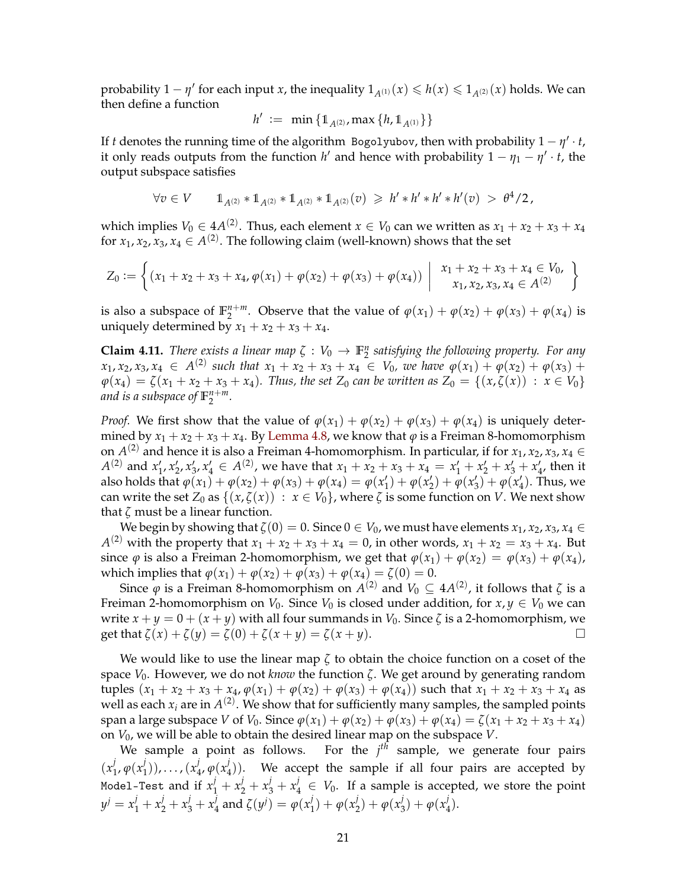probability $1 - \eta'$ for each input $x$, the inequality $1_{A^{(1)}}(x) \leqslant h(x) \leqslant 1_{A^{(2)}}(x)$ holds. We can then define a function

$$h' := \min\{\mathbb{1}_{A^{(2)}}, \max\{h, \mathbb{1}_{A^{(1)}}\}\}$$

If $t$ denotes the running time of the algorithm `Bogolyubov`, then with probability $1 - \eta' \cdot t$, it only reads outputs from the function $h'$ and hence with probability $1 - \eta_1 - \eta' \cdot t$, the output subspace satisfies

$$\forall v \in V \qquad \mathbb{1}_{A^{(2)}} * \mathbb{1}_{A^{(2)}} * \mathbb{1}_{A^{(2)}} * \mathbb{1}_{A^{(2)}}(v) \;\geqslant\; h' * h' * h' * h'(v) \;>\; \theta^4/2\,,$$

which implies $V_0 \in 4A^{(2)}$. Thus, each element $x \in V_0$ can we written as $x_1 + x_2 + x_3 + x_4$ for $x_1, x_2, x_3, x_4 \in A^{(2)}$. The following claim (well-known) shows that the set

$$Z_0 := \left\{ (x_1 + x_2 + x_3 + x_4, \varphi(x_1) + \varphi(x_2) + \varphi(x_3) + \varphi(x_4)) \;\middle|\; \begin{array}{c} x_1 + x_2 + x_3 + x_4 \in V_0, \\ x_1, x_2, x_3, x_4 \in A^{(2)} \end{array} \right\}$$

is also a subspace of $\mathbb{F}_2^{n+m}$. Observe that the value of $\varphi(x_1) + \varphi(x_2) + \varphi(x_3) + \varphi(x_4)$ is uniquely determined by $x_1 + x_2 + x_3 + x_4$.

**Claim 4.11.** *There exists a linear map $\zeta : V_0 \to \mathbb{F}_2^n$ satisfying the following property. For any $x_1, x_2, x_3, x_4 \in A^{(2)}$ such that $x_1 + x_2 + x_3 + x_4 \in V_0$, we have $\varphi(x_1) + \varphi(x_2) + \varphi(x_3) + \varphi(x_4) = \zeta(x_1 + x_2 + x_3 + x_4)$. Thus, the set $Z_0$ can be written as $Z_0 = \{(x, \zeta(x)) : x \in V_0\}$ and is a subspace of $\mathbb{F}_2^{n+m}$.*

*Proof.* We first show that the value of $\varphi(x_1) + \varphi(x_2) + \varphi(x_3) + \varphi(x_4)$ is uniquely determined by $x_1 + x_2 + x_3 + x_4$. By Lemma 4.8, we know that $\varphi$ is a Freiman 8-homomorphism on $A^{(2)}$ and hence it is also a Freiman 4-homomorphism. In particular, if for $x_1, x_2, x_3, x_4 \in A^{(2)}$ and $x_1', x_2', x_3', x_4' \in A^{(2)}$, we have that $x_1 + x_2 + x_3 + x_4 = x_1' + x_2' + x_3' + x_4'$, then it also holds that $\varphi(x_1) + \varphi(x_2) + \varphi(x_3) + \varphi(x_4) = \varphi(x_1') + \varphi(x_2') + \varphi(x_3') + \varphi(x_4')$. Thus, we can write the set $Z_0$ as $\{(x, \zeta(x)) : x \in V_0\}$, where $\zeta$ is some function on $V$. We next show that $\zeta$ must be a linear function.

We begin by showing that $\zeta(0) = 0$. Since $0 \in V_0$, we must have elements $x_1, x_2, x_3, x_4 \in A^{(2)}$ with the property that $x_1 + x_2 + x_3 + x_4 = 0$, in other words, $x_1 + x_2 = x_3 + x_4$. But since $\varphi$ is also a Freiman 2-homomorphism, we get that $\varphi(x_1) + \varphi(x_2) = \varphi(x_3) + \varphi(x_4)$, which implies that $\varphi(x_1) + \varphi(x_2) + \varphi(x_3) + \varphi(x_4) = \zeta(0) = 0$.

Since $\varphi$ is a Freiman 8-homomorphism on $A^{(2)}$ and $V_0 \subseteq 4A^{(2)}$, it follows that $\zeta$ is a Freiman 2-homomorphism on $V_0$. Since $V_0$ is closed under addition, for $x, y \in V_0$ we can write $x + y = 0 + (x + y)$ with all four summands in $V_0$. Since $\zeta$ is a 2-homomorphism, we get that $\zeta(x) + \zeta(y) = \zeta(0) + \zeta(x + y) = \zeta(x + y)$. $\square$

We would like to use the linear map $\zeta$ to obtain the choice function on a coset of the space $V_0$. However, we do not *know* the function $\zeta$. We get around by generating random tuples $(x_1 + x_2 + x_3 + x_4, \varphi(x_1) + \varphi(x_2) + \varphi(x_3) + \varphi(x_4))$ such that $x_1 + x_2 + x_3 + x_4$ as well as each $x_i$ are in $A^{(2)}$. We show that for sufficiently many samples, the sampled points span a large subspace $V$ of $V_0$. Since $\varphi(x_1) + \varphi(x_2) + \varphi(x_3) + \varphi(x_4) = \zeta(x_1 + x_2 + x_3 + x_4)$ on $V_0$, we will be able to obtain the desired linear map on the subspace $V$.

We sample a point as follows. For the $j^{th}$ sample, we generate four pairs $(x_1^j, \varphi(x_1^j)), \ldots, (x_4^j, \varphi(x_4^j))$. We accept the sample if all four pairs are accepted by `Model-Test` and if $x_1^j + x_2^j + x_3^j + x_4^j \in V_0$. If a sample is accepted, we store the point $y^j = x_1^j + x_2^j + x_3^j + x_4^j$ and $\zeta(y^j) = \varphi(x_1^j) + \varphi(x_2^j) + \varphi(x_3^j) + \varphi(x_4^j)$.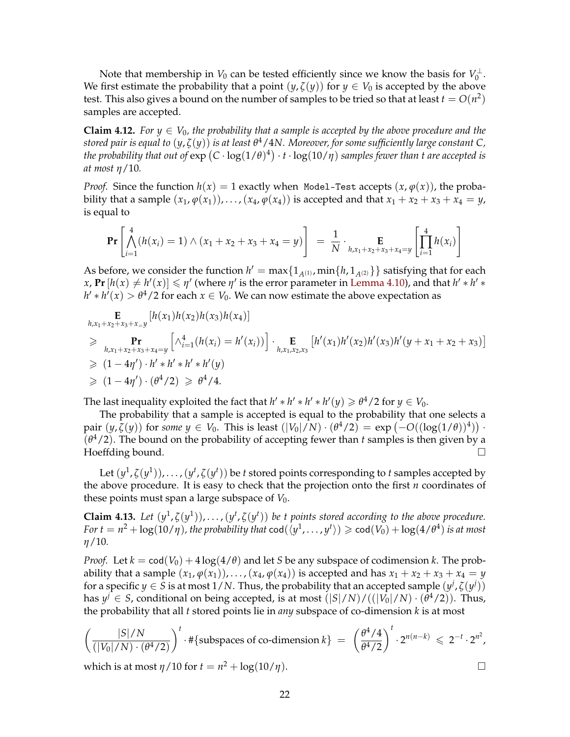Note that membership in $V_0$ can be tested efficiently since we know the basis for $V_0^{\perp}$. We first estimate the probability that a point $(y, \zeta(y))$ for $y \in V_0$ is accepted by the above test. This also gives a bound on the number of samples to be tried so that at least $t = O(n^2)$ samples are accepted.

**Claim 4.12.** *For $y \in V_0$, the probability that a sample is accepted by the above procedure and the stored pair is equal to $(y, \zeta(y))$ is at least $\theta^4/4N$. Moreover, for some sufficiently large constant $C$, the probability that out of $\exp\left(C \cdot \log(1/\theta)^4\right) \cdot t \cdot \log(10/\eta)$ samples fewer than $t$ are accepted is at most $\eta/10$.*

*Proof.* Since the function $h(x) = 1$ exactly when `Model-Test` accepts $(x, \varphi(x))$, the probability that a sample $(x_1, \varphi(x_1)), \ldots, (x_4, \varphi(x_4))$ is accepted and that $x_1 + x_2 + x_3 + x_4 = y$, is equal to

$$\mathbf{Pr}\left[\bigwedge_{i=1}^{4}(h(x_i) = 1) \wedge (x_1 + x_2 + x_3 + x_4 = y)\right] \;=\; \frac{1}{N} \cdot \mathop{\mathbf{E}}_{h, x_1+x_2+x_3+x_4=y}\left[\prod_{i=1}^{4} h(x_i)\right]$$

As before, we consider the function $h' = \max\{1_{A^{(1)}}, \min\{h, 1_{A^{(2)}}\}\}$ satisfying that for each $x$, $\mathbf{Pr}\left[h(x) \neq h'(x)\right] \leqslant \eta'$ (where $\eta'$ is the error parameter in Lemma 4.10), and that $h' * h' * h' * h'(x) > \theta^4/2$ for each $x \in V_0$. We can now estimate the above expectation as

$$
\begin{aligned}
& \mathop{\mathbf{E}}_{h, x_1+x_2+x_3+x_=y}\left[h(x_1)h(x_2)h(x_3)h(x_4)\right] \\
\geqslant \;& \mathop{\mathbf{Pr}}_{h, x_1+x_2+x_3+x_4=y}\left[\wedge_{i=1}^{4}(h(x_i) = h'(x_i))\right] \cdot \mathop{\mathbf{E}}_{h, x_1, x_2, x_3}\left[h'(x_1)h'(x_2)h'(x_3)h'(y + x_1 + x_2 + x_3)\right] \\
\geqslant \;& (1 - 4\eta') \cdot h' * h' * h' * h'(y) \\
\geqslant \;& (1 - 4\eta') \cdot (\theta^4/2) \;\geqslant\; \theta^4/4.
\end{aligned}
$$

The last inequality exploited the fact that $h' * h' * h' * h'(y) \geqslant \theta^4/2$ for $y \in V_0$.

The probability that a sample is accepted is equal to the probability that one selects a pair $(y, \zeta(y))$ for *some* $y \in V_0$. This is least $(|V_0|/N) \cdot (\theta^4/2) = \exp\left(-O((\log(1/\theta))^4)\right) \cdot (\theta^4/2)$. The bound on the probability of accepting fewer than $t$ samples is then given by a Hoeffding bound. $\square$

Let $(y^1, \zeta(y^1)), \ldots, (y^t, \zeta(y^t))$ be $t$ stored points corresponding to $t$ samples accepted by the above procedure. It is easy to check that the projection onto the first $n$ coordinates of these points must span a large subspace of $V_0$.

**Claim 4.13.** *Let $(y^1, \zeta(y^1)), \ldots, (y^t, \zeta(y^t))$ be $t$ points stored according to the above procedure. For $t = n^2 + \log(10/\eta)$, the probability that $\mathsf{cod}(\langle y^1, \ldots, y^t \rangle) \geqslant \mathsf{cod}(V_0) + \log(4/\theta^4)$ is at most $\eta/10$.*

*Proof.* Let $k = \mathsf{cod}(V_0) + 4\log(4/\theta)$ and let $S$ be any subspace of codimension $k$. The probability that a sample $(x_1, \varphi(x_1)), \ldots, (x_4, \varphi(x_4))$ is accepted and has $x_1 + x_2 + x_3 + x_4 = y$ for a specific $y \in S$ is at most $1/N$. Thus, the probability that an accepted sample $(y^j, \zeta(y^j))$ has $y^j \in S$, conditional on being accepted, is at most $(|S|/N)/((|V_0|/N) \cdot (\theta^4/2))$. Thus, the probability that all $t$ stored points lie in *any* subspace of co-dimension $k$ is at most

$$\left(\frac{|S|/N}{(|V_0|/N) \cdot (\theta^4/2)}\right)^t \cdot \#\{\text{subspaces of co-dimension } k\} \;=\; \left(\frac{\theta^4/4}{\theta^4/2}\right)^t \cdot 2^{n(n-k)} \;\leqslant\; 2^{-t} \cdot 2^{n^2},$$

which is at most $\eta/10$ for $t = n^2 + \log(10/\eta)$. $\square$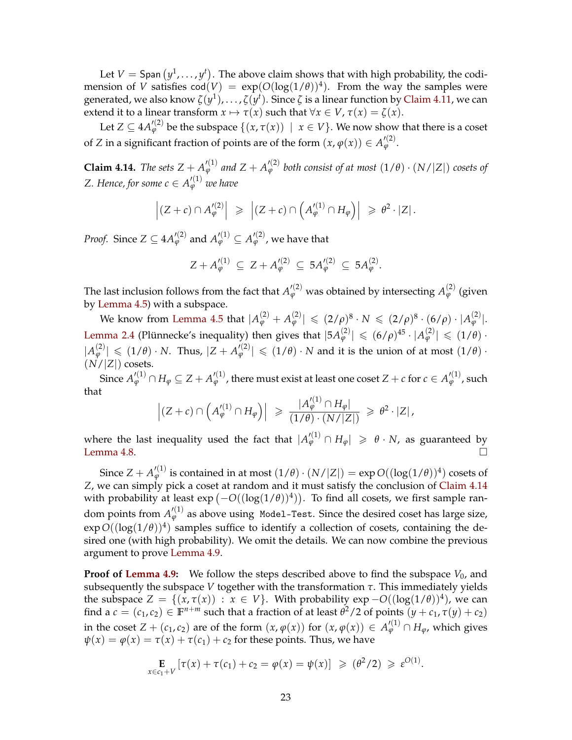Let $V = \mathsf{Span}\left(y^1, \ldots, y^t\right)$. The above claim shows that with high probability, the codimension of $V$ satisfies $\mathrm{cod}(V) = \exp(O(\log(1/\theta))^4)$. From the way the samples were generated, we also know $\zeta(y^1), \ldots, \zeta(y^t)$. Since $\zeta$ is a linear function by Claim 4.11, we can extend it to a linear transform $x \mapsto \tau(x)$ such that $\forall x \in V$, $\tau(x) = \zeta(x)$.

Let $Z \subseteq 4A_\varphi'^{(2)}$ be the subspace $\{(x, \tau(x)) \mid x \in V\}$. We now show that there is a coset of $Z$ in a significant fraction of points are of the form $(x, \varphi(x)) \in A_\varphi'^{(2)}$.

**Claim 4.14.** *The sets $Z + A_\varphi'^{(1)}$ and $Z + A_\varphi'^{(2)}$ both consist of at most $(1/\theta) \cdot (N/|Z|)$ cosets of $Z$. Hence, for some $c \in A_\varphi'^{(1)}$ we have*

$$\left|(Z + c) \cap A_\varphi'^{(2)}\right| \;\geqslant\; \left|(Z + c) \cap \left(A_\varphi'^{(1)} \cap H_\varphi\right)\right| \;\geqslant\; \theta^2 \cdot |Z|\,.$$

*Proof.* Since $Z \subseteq 4A_\varphi'^{(2)}$ and $A_\varphi'^{(1)} \subseteq A_\varphi'^{(2)}$, we have that

$$Z + A_\varphi'^{(1)} \;\subseteq\; Z + A_\varphi'^{(2)} \;\subseteq\; 5A_\varphi'^{(2)} \;\subseteq\; 5A_\varphi^{(2)}.$$

The last inclusion follows from the fact that $A_\varphi'^{(2)}$ was obtained by intersecting $A_\varphi^{(2)}$ (given by Lemma 4.5) with a subspace.

We know from Lemma 4.5 that $|A_\varphi^{(2)} + A_\varphi^{(2)}| \leqslant (2/\rho)^8 \cdot N \leqslant (2/\rho)^8 \cdot (6/\rho) \cdot |A_\varphi^{(2)}|$. Lemma 2.4 (Plünnecke's inequality) then gives that $|5A_\varphi^{(2)}| \leqslant (6/\rho)^{45} \cdot |A_\varphi^{(2)}| \leqslant (1/\theta) \cdot |A_\varphi^{(2)}| \leqslant (1/\theta) \cdot N$. Thus, $|Z + A_\varphi'^{(2)}| \leqslant (1/\theta) \cdot N$ and it is the union of at most $(1/\theta) \cdot (N/|Z|)$ cosets.

Since $A_\varphi'^{(1)} \cap H_\varphi \subseteq Z + A_\varphi'^{(1)}$, there must exist at least one coset $Z + c$ for $c \in A_\varphi'^{(1)}$, such that

$$\left|(Z + c) \cap \left(A_\varphi'^{(1)} \cap H_\varphi\right)\right| \;\geqslant\; \frac{|A_\varphi'^{(1)} \cap H_\varphi|}{(1/\theta) \cdot (N/|Z|)} \;\geqslant\; \theta^2 \cdot |Z|\,,$$

where the last inequality used the fact that $|A_\varphi'^{(1)} \cap H_\varphi| \;\geqslant\; \theta \cdot N$, as guaranteed by Lemma 4.8. $\square$

Since $Z + A_\varphi'^{(1)}$ is contained in at most $(1/\theta) \cdot (N/|Z|) = \exp O((\log(1/\theta))^4)$ cosets of $Z$, we can simply pick a coset at random and it must satisfy the conclusion of Claim 4.14 with probability at least $\exp\left(-O((\log(1/\theta))^4)\right)$. To find all cosets, we first sample random points from $A_\varphi'^{(1)}$ as above using `Model-Test`. Since the desired coset has large size, $\exp O((\log(1/\theta))^4)$ samples suffice to identify a collection of cosets, containing the desired one (with high probability). We omit the details. We can now combine the previous argument to prove Lemma 4.9.

**Proof of Lemma 4.9:** We follow the steps described above to find the subspace $V_0$, and subsequently the subspace $V$ together with the transformation $\tau$. This immediately yields the subspace $Z = \{(x, \tau(x)) : x \in V\}$. With probability $\exp -O((\log(1/\theta))^4)$, we can find a $c = (c_1, c_2) \in \mathbb{F}^{n+m}$ such that a fraction of at least $\theta^2/2$ of points $(y + c_1, \tau(y) + c_2)$ in the coset $Z + (c_1, c_2)$ are of the form $(x, \varphi(x))$ for $(x, \varphi(x)) \in A_\varphi'^{(1)} \cap H_\varphi$, which gives $\psi(x) = \varphi(x) = \tau(x) + \tau(c_1) + c_2$ for these points. Thus, we have

$$\mathop{\mathbf{E}}_{x \in c_1 + V}\left[\tau(x) + \tau(c_1) + c_2 = \varphi(x) = \psi(x)\right] \;\geqslant\; (\theta^2/2) \;\geqslant\; \varepsilon^{O(1)}.$$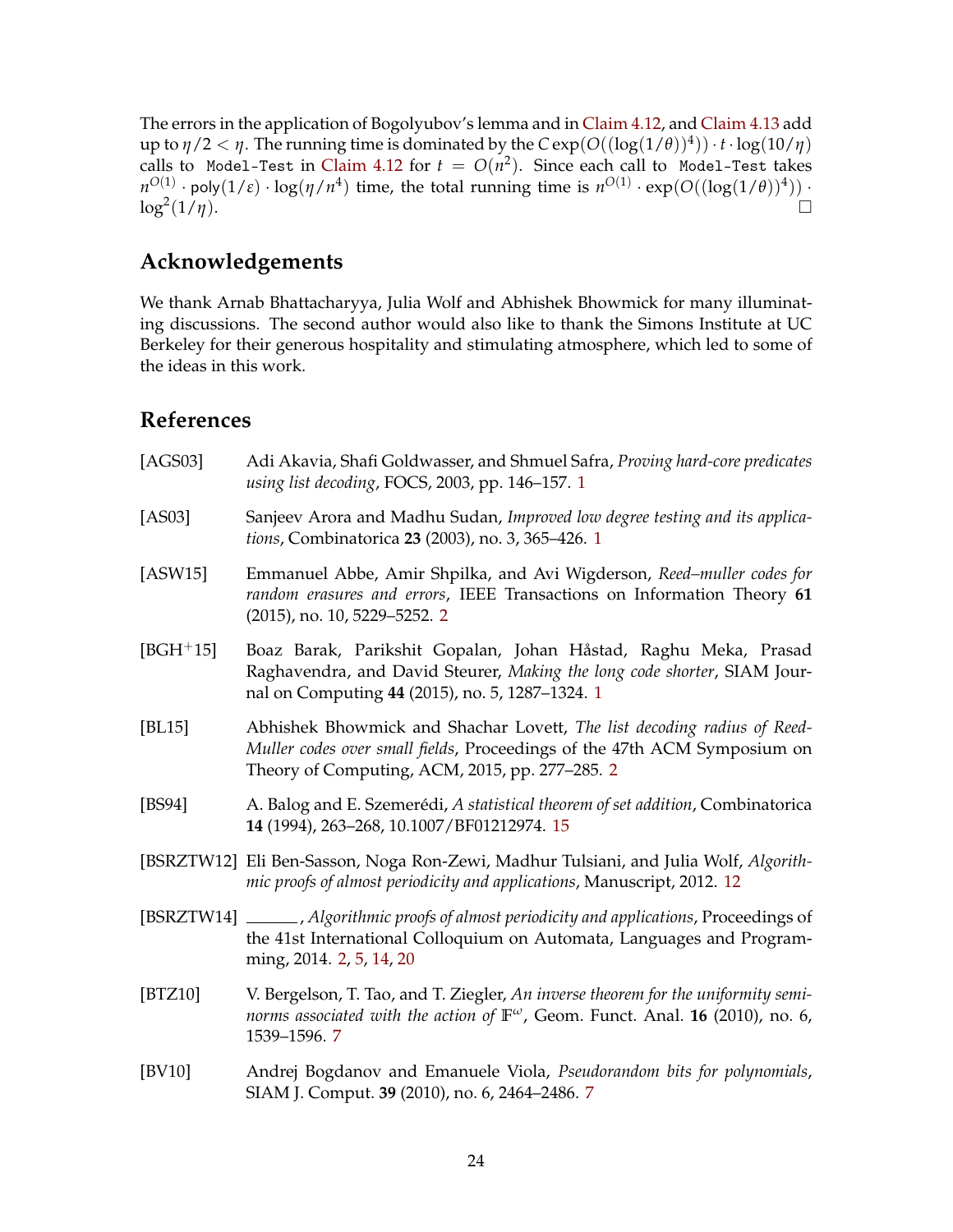The errors in the application of Bogolyubov's lemma and in Claim 4.12, and Claim 4.13 add up to $\eta/2 < \eta$. The running time is dominated by the $C \exp(O((\log(1/\theta))^4)) \cdot t \cdot \log(10/\eta)$ calls to `Model-Test` in Claim 4.12 for $t = O(n^2)$. Since each call to `Model-Test` takes $n^{O(1)} \cdot \mathsf{poly}(1/\varepsilon) \cdot \log(\eta/n^4)$ time, the total running time is $n^{O(1)} \cdot \exp(O((\log(1/\theta))^4)) \cdot \log^2(1/\eta)$. □

## Acknowledgements

We thank Arnab Bhattacharyya, Julia Wolf and Abhishek Bhowmick for many illuminating discussions. The second author would also like to thank the Simons Institute at UC Berkeley for their generous hospitality and stimulating atmosphere, which led to some of the ideas in this work.

## References

[AGS03] Adi Akavia, Shafi Goldwasser, and Shmuel Safra, *Proving hard-core predicates using list decoding*, FOCS, 2003, pp. 146–157. 1

[AS03] Sanjeev Arora and Madhu Sudan, *Improved low degree testing and its applications*, Combinatorica **23** (2003), no. 3, 365–426. 1

[ASW15] Emmanuel Abbe, Amir Shpilka, and Avi Wigderson, *Reed–muller codes for random erasures and errors*, IEEE Transactions on Information Theory **61** (2015), no. 10, 5229–5252. 2

[BGH+15] Boaz Barak, Parikshit Gopalan, Johan Håstad, Raghu Meka, Prasad Raghavendra, and David Steurer, *Making the long code shorter*, SIAM Journal on Computing **44** (2015), no. 5, 1287–1324. 1

[BL15] Abhishek Bhowmick and Shachar Lovett, *The list decoding radius of Reed-Muller codes over small fields*, Proceedings of the 47th ACM Symposium on Theory of Computing, ACM, 2015, pp. 277–285. 2

[BS94] A. Balog and E. Szemerédi, *A statistical theorem of set addition*, Combinatorica **14** (1994), 263–268, 10.1007/BF01212974. 15

[BSRZTW12] Eli Ben-Sasson, Noga Ron-Zewi, Madhur Tulsiani, and Julia Wolf, *Algorithmic proofs of almost periodicity and applications*, Manuscript, 2012. 12

[BSRZTW14] ______, *Algorithmic proofs of almost periodicity and applications*, Proceedings of the 41st International Colloquium on Automata, Languages and Programming, 2014. 2, 5, 14, 20

[BTZ10] V. Bergelson, T. Tao, and T. Ziegler, *An inverse theorem for the uniformity seminorms associated with the action of* $\mathbb{F}^\omega$, Geom. Funct. Anal. **16** (2010), no. 6, 1539–1596. 7

[BV10] Andrej Bogdanov and Emanuele Viola, *Pseudorandom bits for polynomials*, SIAM J. Comput. **39** (2010), no. 6, 2464–2486. 7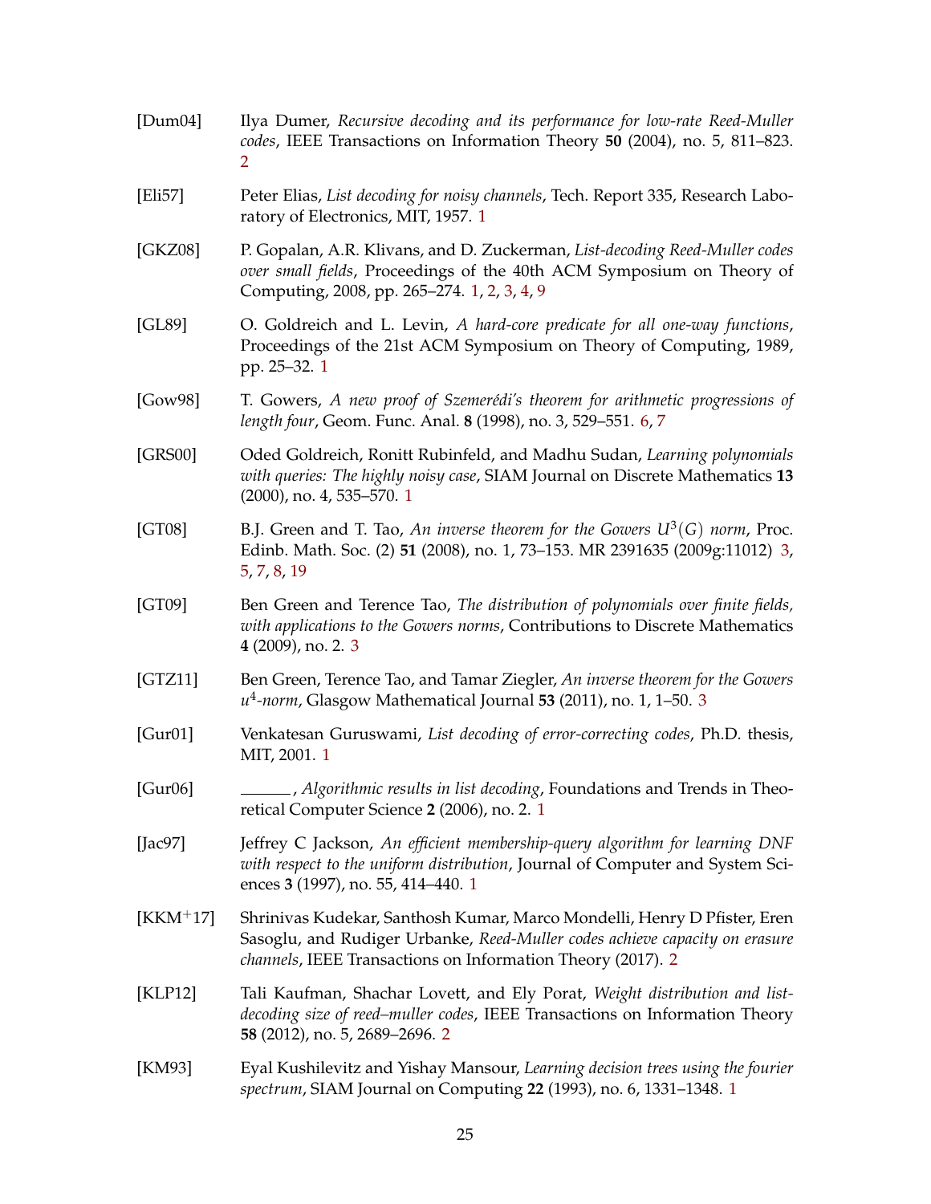[Dum04] Ilya Dumer, *Recursive decoding and its performance for low-rate Reed-Muller codes*, IEEE Transactions on Information Theory **50** (2004), no. 5, 811–823. 2

[Eli57] Peter Elias, *List decoding for noisy channels*, Tech. Report 335, Research Laboratory of Electronics, MIT, 1957. 1

[GKZ08] P. Gopalan, A.R. Klivans, and D. Zuckerman, *List-decoding Reed-Muller codes over small fields*, Proceedings of the 40th ACM Symposium on Theory of Computing, 2008, pp. 265–274. 1, 2, 3, 4, 9

[GL89] O. Goldreich and L. Levin, *A hard-core predicate for all one-way functions*, Proceedings of the 21st ACM Symposium on Theory of Computing, 1989, pp. 25–32. 1

[Gow98] T. Gowers, *A new proof of Szemerédi's theorem for arithmetic progressions of length four*, Geom. Func. Anal. **8** (1998), no. 3, 529–551. 6, 7

[GRS00] Oded Goldreich, Ronitt Rubinfeld, and Madhu Sudan, *Learning polynomials with queries: The highly noisy case*, SIAM Journal on Discrete Mathematics **13** (2000), no. 4, 535–570. 1

[GT08] B.J. Green and T. Tao, *An inverse theorem for the Gowers $U^3(G)$ norm*, Proc. Edinb. Math. Soc. (2) **51** (2008), no. 1, 73–153. MR 2391635 (2009g:11012) 3, 5, 7, 8, 19

[GT09] Ben Green and Terence Tao, *The distribution of polynomials over finite fields, with applications to the Gowers norms*, Contributions to Discrete Mathematics **4** (2009), no. 2. 3

[GTZ11] Ben Green, Terence Tao, and Tamar Ziegler, *An inverse theorem for the Gowers $u^4$-norm*, Glasgow Mathematical Journal **53** (2011), no. 1, 1–50. 3

[Gur01] Venkatesan Guruswami, *List decoding of error-correcting codes*, Ph.D. thesis, MIT, 2001. 1

[Gur06] ______, *Algorithmic results in list decoding*, Foundations and Trends in Theoretical Computer Science **2** (2006), no. 2. 1

[Jac97] Jeffrey C Jackson, *An efficient membership-query algorithm for learning DNF with respect to the uniform distribution*, Journal of Computer and System Sciences **3** (1997), no. 55, 414–440. 1

[KKM+17] Shrinivas Kudekar, Santhosh Kumar, Marco Mondelli, Henry D Pfister, Eren Sasoglu, and Rudiger Urbanke, *Reed-Muller codes achieve capacity on erasure channels*, IEEE Transactions on Information Theory (2017). 2

[KLP12] Tali Kaufman, Shachar Lovett, and Ely Porat, *Weight distribution and list-decoding size of reed–muller codes*, IEEE Transactions on Information Theory **58** (2012), no. 5, 2689–2696. 2

[KM93] Eyal Kushilevitz and Yishay Mansour, *Learning decision trees using the fourier spectrum*, SIAM Journal on Computing **22** (1993), no. 6, 1331–1348. 1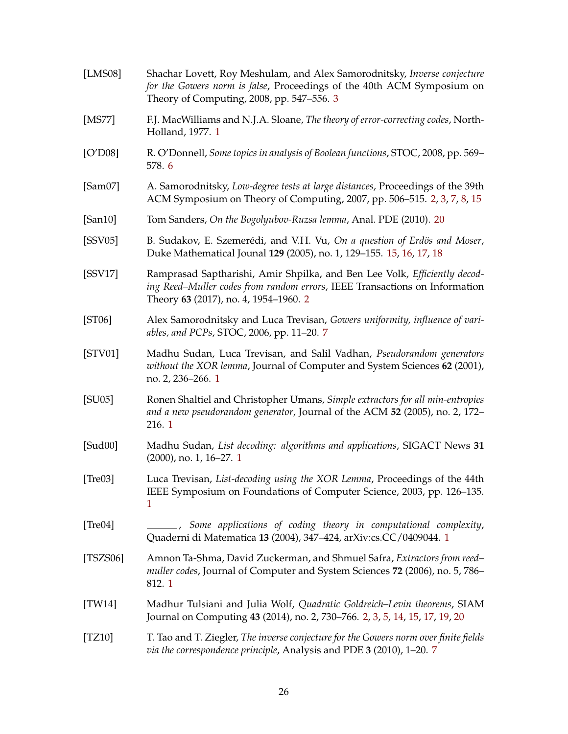[LMS08] Shachar Lovett, Roy Meshulam, and Alex Samorodnitsky, *Inverse conjecture for the Gowers norm is false*, Proceedings of the 40th ACM Symposium on Theory of Computing, 2008, pp. 547–556. 3

[MS77] F.J. MacWilliams and N.J.A. Sloane, *The theory of error-correcting codes*, North-Holland, 1977. 1

[O'D08] R. O'Donnell, *Some topics in analysis of Boolean functions*, STOC, 2008, pp. 569–578. 6

[Sam07] A. Samorodnitsky, *Low-degree tests at large distances*, Proceedings of the 39th ACM Symposium on Theory of Computing, 2007, pp. 506–515. 2, 3, 7, 8, 15

[San10] Tom Sanders, *On the Bogolyubov-Ruzsa lemma*, Anal. PDE (2010). 20

[SSV05] B. Sudakov, E. Szemerédi, and V.H. Vu, *On a question of Erdös and Moser*, Duke Mathematical Jounal **129** (2005), no. 1, 129–155. 15, 16, 17, 18

[SSV17] Ramprasad Saptharishi, Amir Shpilka, and Ben Lee Volk, *Efficiently decoding Reed–Muller codes from random errors*, IEEE Transactions on Information Theory **63** (2017), no. 4, 1954–1960. 2

[ST06] Alex Samorodnitsky and Luca Trevisan, *Gowers uniformity, influence of variables, and PCPs*, STOC, 2006, pp. 11–20. 7

[STV01] Madhu Sudan, Luca Trevisan, and Salil Vadhan, *Pseudorandom generators without the XOR lemma*, Journal of Computer and System Sciences **62** (2001), no. 2, 236–266. 1

[SU05] Ronen Shaltiel and Christopher Umans, *Simple extractors for all min-entropies and a new pseudorandom generator*, Journal of the ACM **52** (2005), no. 2, 172–216. 1

[Sud00] Madhu Sudan, *List decoding: algorithms and applications*, SIGACT News **31** (2000), no. 1, 16–27. 1

[Tre03] Luca Trevisan, *List-decoding using the XOR Lemma*, Proceedings of the 44th IEEE Symposium on Foundations of Computer Science, 2003, pp. 126–135. 1

[Tre04] ______, *Some applications of coding theory in computational complexity*, Quaderni di Matematica **13** (2004), 347–424, arXiv:cs.CC/0409044. 1

[TSZS06] Amnon Ta-Shma, David Zuckerman, and Shmuel Safra, *Extractors from reed–muller codes*, Journal of Computer and System Sciences **72** (2006), no. 5, 786–812. 1

[TW14] Madhur Tulsiani and Julia Wolf, *Quadratic Goldreich–Levin theorems*, SIAM Journal on Computing **43** (2014), no. 2, 730–766. 2, 3, 5, 14, 15, 17, 19, 20

[TZ10] T. Tao and T. Ziegler, *The inverse conjecture for the Gowers norm over finite fields via the correspondence principle*, Analysis and PDE **3** (2010), 1–20. 7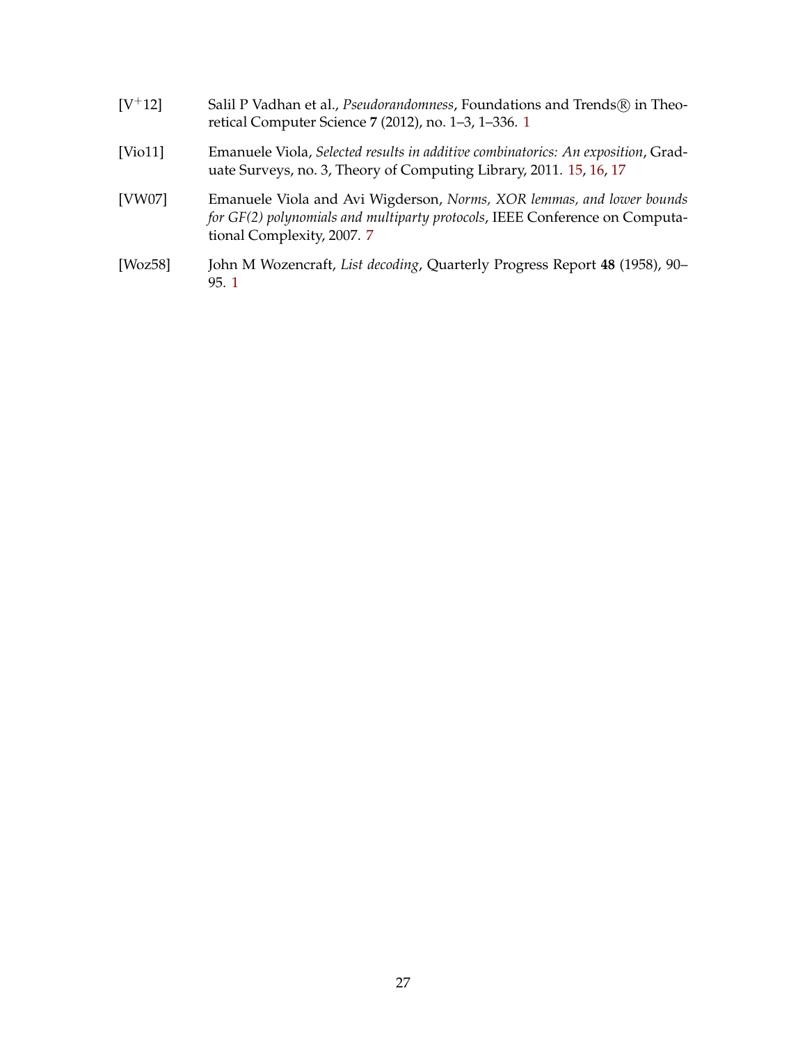[V+12] Salil P Vadhan et al., *Pseudorandomness*, Foundations and Trends® in Theoretical Computer Science **7** (2012), no. 1–3, 1–336. 1

[Vio11] Emanuele Viola, *Selected results in additive combinatorics: An exposition*, Graduate Surveys, no. 3, Theory of Computing Library, 2011. 15, 16, 17

[VW07] Emanuele Viola and Avi Wigderson, *Norms, XOR lemmas, and lower bounds for GF(2) polynomials and multiparty protocols*, IEEE Conference on Computational Complexity, 2007. 7

[Woz58] John M Wozencraft, *List decoding*, Quarterly Progress Report **48** (1958), 90–95. 1